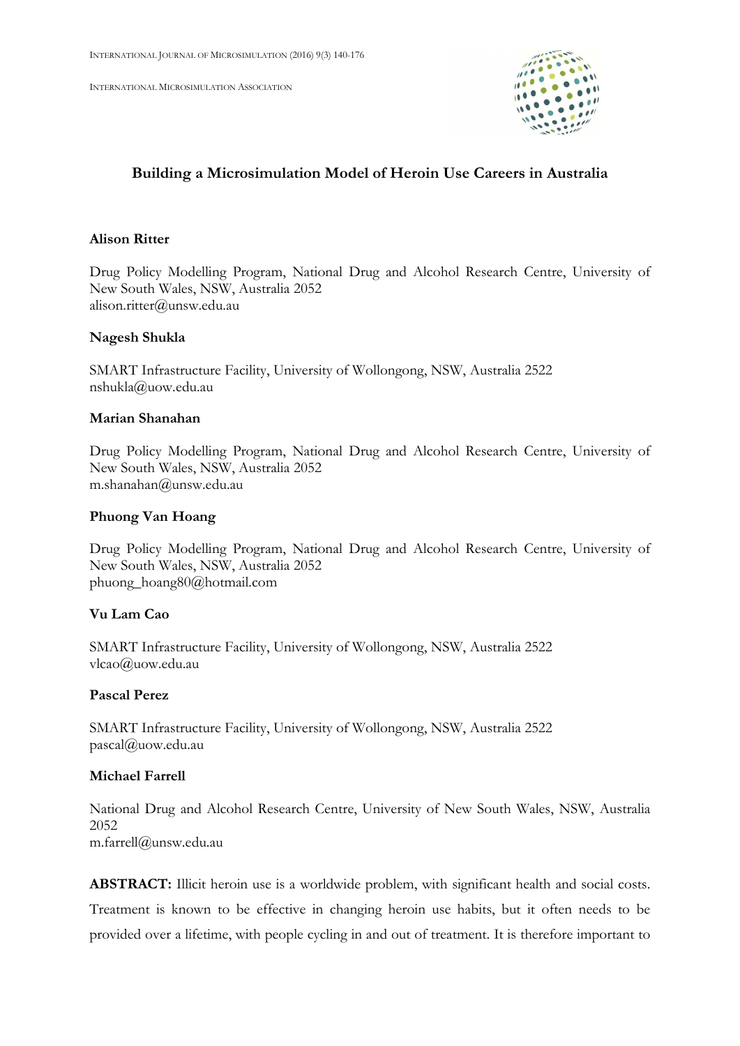# Building a Microsimulation Model of Heroin Use Careers in Australia

**Alison Ritter**

Drug Policy Modelling Program, National Drug and Alcohol Research Centre, University of New South Wales, NSW, Australia 2052
alison.ritter@unsw.edu.au

**Nagesh Shukla**

SMART Infrastructure Facility, University of Wollongong, NSW, Australia 2522
nshukla@uow.edu.au

**Marian Shanahan**

Drug Policy Modelling Program, National Drug and Alcohol Research Centre, University of New South Wales, NSW, Australia 2052
m.shanahan@unsw.edu.au

**Phuong Van Hoang**

Drug Policy Modelling Program, National Drug and Alcohol Research Centre, University of New South Wales, NSW, Australia 2052
phuong_hoang80@hotmail.com

**Vu Lam Cao**

SMART Infrastructure Facility, University of Wollongong, NSW, Australia 2522
vlcao@uow.edu.au

**Pascal Perez**

SMART Infrastructure Facility, University of Wollongong, NSW, Australia 2522
pascal@uow.edu.au

**Michael Farrell**

National Drug and Alcohol Research Centre, University of New South Wales, NSW, Australia 2052
m.farrell@unsw.edu.au

**ABSTRACT:** Illicit heroin use is a worldwide problem, with significant health and social costs. Treatment is known to be effective in changing heroin use habits, but it often needs to be provided over a lifetime, with people cycling in and out of treatment. It is therefore important to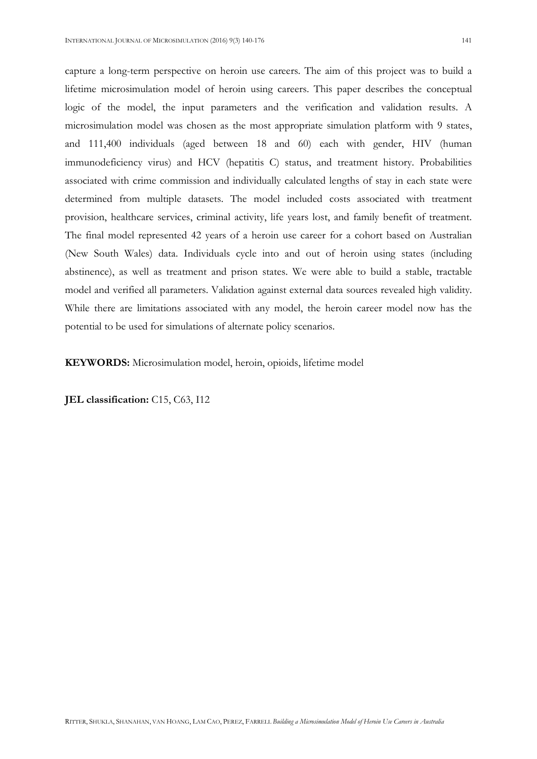capture a long-term perspective on heroin use careers. The aim of this project was to build a lifetime microsimulation model of heroin using careers. This paper describes the conceptual logic of the model, the input parameters and the verification and validation results. A microsimulation model was chosen as the most appropriate simulation platform with 9 states, and 111,400 individuals (aged between 18 and 60) each with gender, HIV (human immunodeficiency virus) and HCV (hepatitis C) status, and treatment history. Probabilities associated with crime commission and individually calculated lengths of stay in each state were determined from multiple datasets. The model included costs associated with treatment provision, healthcare services, criminal activity, life years lost, and family benefit of treatment. The final model represented 42 years of a heroin use career for a cohort based on Australian (New South Wales) data. Individuals cycle into and out of heroin using states (including abstinence), as well as treatment and prison states. We were able to build a stable, tractable model and verified all parameters. Validation against external data sources revealed high validity. While there are limitations associated with any model, the heroin career model now has the potential to be used for simulations of alternate policy scenarios.

**KEYWORDS:** Microsimulation model, heroin, opioids, lifetime model

**JEL classification:** C15, C63, I12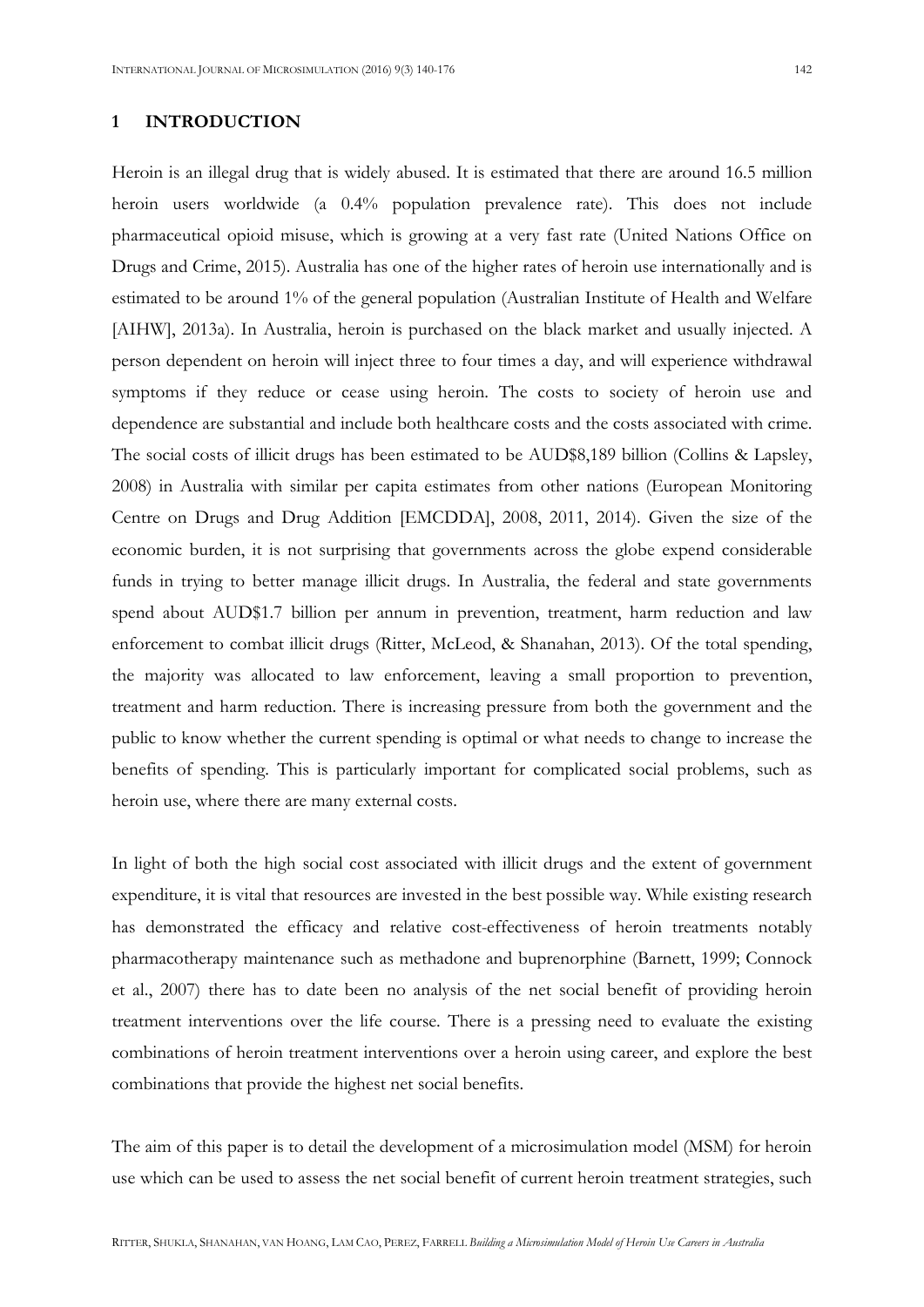## 1 INTRODUCTION

Heroin is an illegal drug that is widely abused. It is estimated that there are around 16.5 million heroin users worldwide (a 0.4% population prevalence rate). This does not include pharmaceutical opioid misuse, which is growing at a very fast rate (United Nations Office on Drugs and Crime, 2015). Australia has one of the higher rates of heroin use internationally and is estimated to be around 1% of the general population (Australian Institute of Health and Welfare [AIHW], 2013a). In Australia, heroin is purchased on the black market and usually injected. A person dependent on heroin will inject three to four times a day, and will experience withdrawal symptoms if they reduce or cease using heroin. The costs to society of heroin use and dependence are substantial and include both healthcare costs and the costs associated with crime. The social costs of illicit drugs has been estimated to be AUD$8,189 billion (Collins & Lapsley, 2008) in Australia with similar per capita estimates from other nations (European Monitoring Centre on Drugs and Drug Addition [EMCDDA], 2008, 2011, 2014). Given the size of the economic burden, it is not surprising that governments across the globe expend considerable funds in trying to better manage illicit drugs. In Australia, the federal and state governments spend about AUD$1.7 billion per annum in prevention, treatment, harm reduction and law enforcement to combat illicit drugs (Ritter, McLeod, & Shanahan, 2013). Of the total spending, the majority was allocated to law enforcement, leaving a small proportion to prevention, treatment and harm reduction. There is increasing pressure from both the government and the public to know whether the current spending is optimal or what needs to change to increase the benefits of spending. This is particularly important for complicated social problems, such as heroin use, where there are many external costs.

In light of both the high social cost associated with illicit drugs and the extent of government expenditure, it is vital that resources are invested in the best possible way. While existing research has demonstrated the efficacy and relative cost-effectiveness of heroin treatments notably pharmacotherapy maintenance such as methadone and buprenorphine (Barnett, 1999; Connock et al., 2007) there has to date been no analysis of the net social benefit of providing heroin treatment interventions over the life course. There is a pressing need to evaluate the existing combinations of heroin treatment interventions over a heroin using career, and explore the best combinations that provide the highest net social benefits.

The aim of this paper is to detail the development of a microsimulation model (MSM) for heroin use which can be used to assess the net social benefit of current heroin treatment strategies, such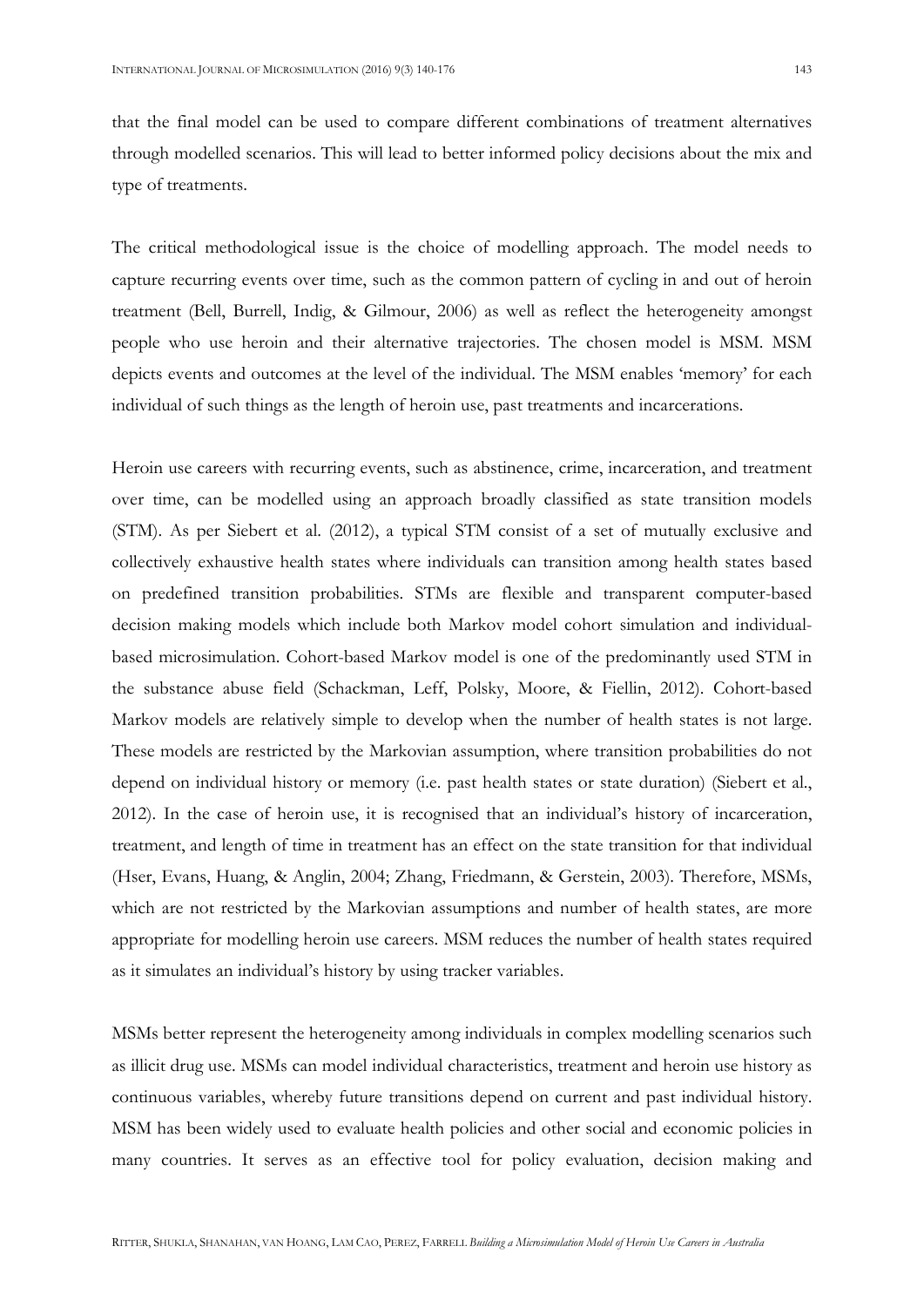that the final model can be used to compare different combinations of treatment alternatives through modelled scenarios. This will lead to better informed policy decisions about the mix and type of treatments.

The critical methodological issue is the choice of modelling approach. The model needs to capture recurring events over time, such as the common pattern of cycling in and out of heroin treatment (Bell, Burrell, Indig, & Gilmour, 2006) as well as reflect the heterogeneity amongst people who use heroin and their alternative trajectories. The chosen model is MSM. MSM depicts events and outcomes at the level of the individual. The MSM enables 'memory' for each individual of such things as the length of heroin use, past treatments and incarcerations.

Heroin use careers with recurring events, such as abstinence, crime, incarceration, and treatment over time, can be modelled using an approach broadly classified as state transition models (STM). As per Siebert et al. (2012), a typical STM consist of a set of mutually exclusive and collectively exhaustive health states where individuals can transition among health states based on predefined transition probabilities. STMs are flexible and transparent computer-based decision making models which include both Markov model cohort simulation and individual-based microsimulation. Cohort-based Markov model is one of the predominantly used STM in the substance abuse field (Schackman, Leff, Polsky, Moore, & Fiellin, 2012). Cohort-based Markov models are relatively simple to develop when the number of health states is not large. These models are restricted by the Markovian assumption, where transition probabilities do not depend on individual history or memory (i.e. past health states or state duration) (Siebert et al., 2012). In the case of heroin use, it is recognised that an individual's history of incarceration, treatment, and length of time in treatment has an effect on the state transition for that individual (Hser, Evans, Huang, & Anglin, 2004; Zhang, Friedmann, & Gerstein, 2003). Therefore, MSMs, which are not restricted by the Markovian assumptions and number of health states, are more appropriate for modelling heroin use careers. MSM reduces the number of health states required as it simulates an individual's history by using tracker variables.

MSMs better represent the heterogeneity among individuals in complex modelling scenarios such as illicit drug use. MSMs can model individual characteristics, treatment and heroin use history as continuous variables, whereby future transitions depend on current and past individual history. MSM has been widely used to evaluate health policies and other social and economic policies in many countries. It serves as an effective tool for policy evaluation, decision making and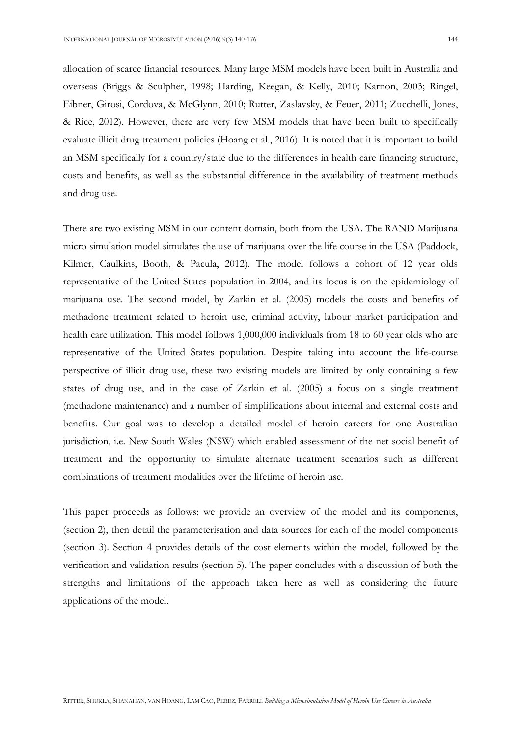allocation of scarce financial resources. Many large MSM models have been built in Australia and overseas (Briggs & Sculpher, 1998; Harding, Keegan, & Kelly, 2010; Karnon, 2003; Ringel, Eibner, Girosi, Cordova, & McGlynn, 2010; Rutter, Zaslavsky, & Feuer, 2011; Zucchelli, Jones, & Rice, 2012). However, there are very few MSM models that have been built to specifically evaluate illicit drug treatment policies (Hoang et al., 2016). It is noted that it is important to build an MSM specifically for a country/state due to the differences in health care financing structure, costs and benefits, as well as the substantial difference in the availability of treatment methods and drug use.

There are two existing MSM in our content domain, both from the USA. The RAND Marijuana micro simulation model simulates the use of marijuana over the life course in the USA (Paddock, Kilmer, Caulkins, Booth, & Pacula, 2012). The model follows a cohort of 12 year olds representative of the United States population in 2004, and its focus is on the epidemiology of marijuana use. The second model, by Zarkin et al. (2005) models the costs and benefits of methadone treatment related to heroin use, criminal activity, labour market participation and health care utilization. This model follows 1,000,000 individuals from 18 to 60 year olds who are representative of the United States population. Despite taking into account the life-course perspective of illicit drug use, these two existing models are limited by only containing a few states of drug use, and in the case of Zarkin et al. (2005) a focus on a single treatment (methadone maintenance) and a number of simplifications about internal and external costs and benefits. Our goal was to develop a detailed model of heroin careers for one Australian jurisdiction, i.e. New South Wales (NSW) which enabled assessment of the net social benefit of treatment and the opportunity to simulate alternate treatment scenarios such as different combinations of treatment modalities over the lifetime of heroin use.

This paper proceeds as follows: we provide an overview of the model and its components, (section 2), then detail the parameterisation and data sources for each of the model components (section 3). Section 4 provides details of the cost elements within the model, followed by the verification and validation results (section 5). The paper concludes with a discussion of both the strengths and limitations of the approach taken here as well as considering the future applications of the model.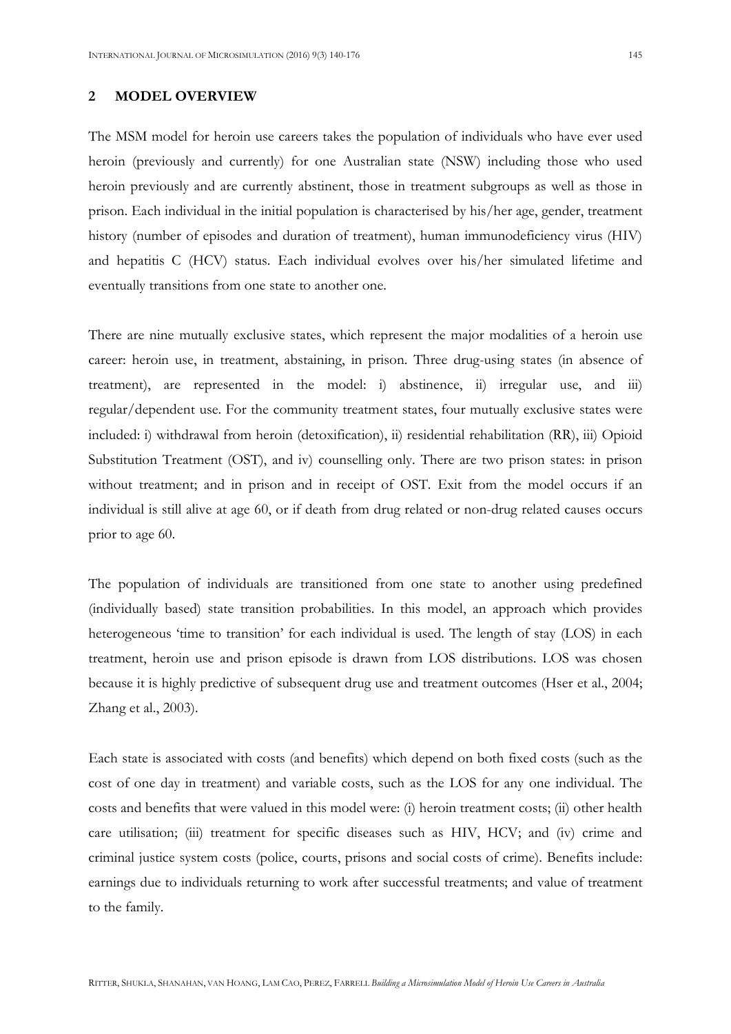## 2 MODEL OVERVIEW

The MSM model for heroin use careers takes the population of individuals who have ever used heroin (previously and currently) for one Australian state (NSW) including those who used heroin previously and are currently abstinent, those in treatment subgroups as well as those in prison. Each individual in the initial population is characterised by his/her age, gender, treatment history (number of episodes and duration of treatment), human immunodeficiency virus (HIV) and hepatitis C (HCV) status. Each individual evolves over his/her simulated lifetime and eventually transitions from one state to another one.

There are nine mutually exclusive states, which represent the major modalities of a heroin use career: heroin use, in treatment, abstaining, in prison. Three drug-using states (in absence of treatment), are represented in the model: i) abstinence, ii) irregular use, and iii) regular/dependent use. For the community treatment states, four mutually exclusive states were included: i) withdrawal from heroin (detoxification), ii) residential rehabilitation (RR), iii) Opioid Substitution Treatment (OST), and iv) counselling only. There are two prison states: in prison without treatment; and in prison and in receipt of OST. Exit from the model occurs if an individual is still alive at age 60, or if death from drug related or non-drug related causes occurs prior to age 60.

The population of individuals are transitioned from one state to another using predefined (individually based) state transition probabilities. In this model, an approach which provides heterogeneous 'time to transition' for each individual is used. The length of stay (LOS) in each treatment, heroin use and prison episode is drawn from LOS distributions. LOS was chosen because it is highly predictive of subsequent drug use and treatment outcomes (Hser et al., 2004; Zhang et al., 2003).

Each state is associated with costs (and benefits) which depend on both fixed costs (such as the cost of one day in treatment) and variable costs, such as the LOS for any one individual. The costs and benefits that were valued in this model were: (i) heroin treatment costs; (ii) other health care utilisation; (iii) treatment for specific diseases such as HIV, HCV; and (iv) crime and criminal justice system costs (police, courts, prisons and social costs of crime). Benefits include: earnings due to individuals returning to work after successful treatments; and value of treatment to the family.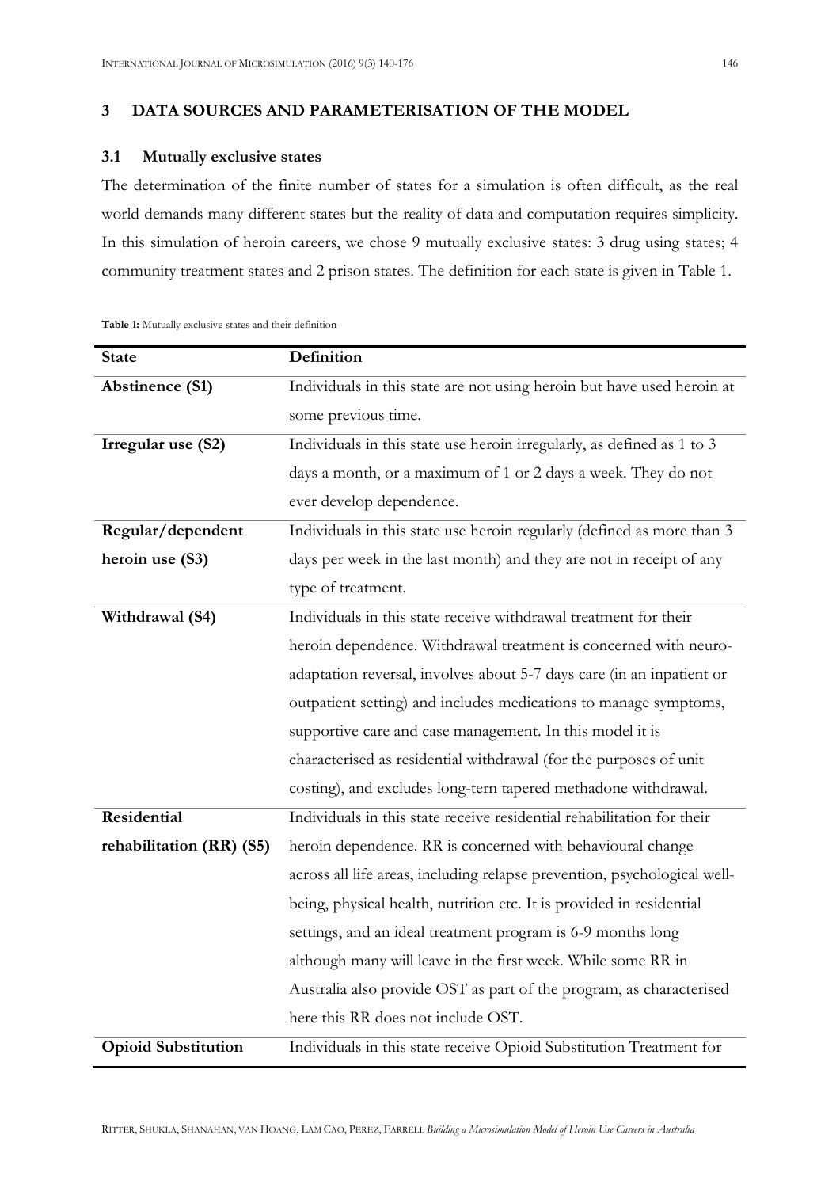## 3 DATA SOURCES AND PARAMETERISATION OF THE MODEL

### 3.1 Mutually exclusive states

The determination of the finite number of states for a simulation is often difficult, as the real world demands many different states but the reality of data and computation requires simplicity. In this simulation of heroin careers, we chose 9 mutually exclusive states: 3 drug using states; 4 community treatment states and 2 prison states. The definition for each state is given in Table 1.

**Table 1:** Mutually exclusive states and their definition

| State | Definition |
|---|---|
| **Abstinence (S1)** | Individuals in this state are not using heroin but have used heroin at some previous time. |
| **Irregular use (S2)** | Individuals in this state use heroin irregularly, as defined as 1 to 3 days a month, or a maximum of 1 or 2 days a week. They do not ever develop dependence. |
| **Regular/dependent heroin use (S3)** | Individuals in this state use heroin regularly (defined as more than 3 days per week in the last month) and they are not in receipt of any type of treatment. |
| **Withdrawal (S4)** | Individuals in this state receive withdrawal treatment for their heroin dependence. Withdrawal treatment is concerned with neuro-adaptation reversal, involves about 5-7 days care (in an inpatient or outpatient setting) and includes medications to manage symptoms, supportive care and case management. In this model it is characterised as residential withdrawal (for the purposes of unit costing), and excludes long-tern tapered methadone withdrawal. |
| **Residential rehabilitation (RR) (S5)** | Individuals in this state receive residential rehabilitation for their heroin dependence. RR is concerned with behavioural change across all life areas, including relapse prevention, psychological well-being, physical health, nutrition etc. It is provided in residential settings, and an ideal treatment program is 6-9 months long although many will leave in the first week. While some RR in Australia also provide OST as part of the program, as characterised here this RR does not include OST. |
| **Opioid Substitution** | Individuals in this state receive Opioid Substitution Treatment for |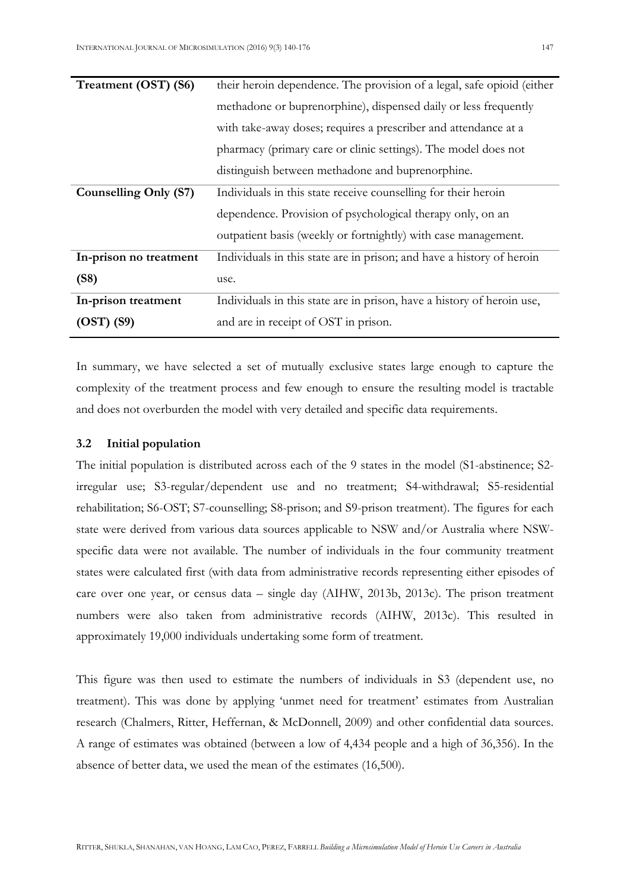| | |
|---|---|
| **Treatment (OST) (S6)** | their heroin dependence. The provision of a legal, safe opioid (either methadone or buprenorphine), dispensed daily or less frequently with take-away doses; requires a prescriber and attendance at a pharmacy (primary care or clinic settings). The model does not distinguish between methadone and buprenorphine. |
| **Counselling Only (S7)** | Individuals in this state receive counselling for their heroin dependence. Provision of psychological therapy only, on an outpatient basis (weekly or fortnightly) with case management. |
| **In-prison no treatment (S8)** | Individuals in this state are in prison; and have a history of heroin use. |
| **In-prison treatment (OST) (S9)** | Individuals in this state are in prison, have a history of heroin use, and are in receipt of OST in prison. |

In summary, we have selected a set of mutually exclusive states large enough to capture the complexity of the treatment process and few enough to ensure the resulting model is tractable and does not overburden the model with very detailed and specific data requirements.

### 3.2 Initial population

The initial population is distributed across each of the 9 states in the model (S1-abstinence; S2-irregular use; S3-regular/dependent use and no treatment; S4-withdrawal; S5-residential rehabilitation; S6-OST; S7-counselling; S8-prison; and S9-prison treatment). The figures for each state were derived from various data sources applicable to NSW and/or Australia where NSW-specific data were not available. The number of individuals in the four community treatment states were calculated first (with data from administrative records representing either episodes of care over one year, or census data – single day (AIHW, 2013b, 2013c). The prison treatment numbers were also taken from administrative records (AIHW, 2013c). This resulted in approximately 19,000 individuals undertaking some form of treatment.

This figure was then used to estimate the numbers of individuals in S3 (dependent use, no treatment). This was done by applying 'unmet need for treatment' estimates from Australian research (Chalmers, Ritter, Heffernan, & McDonnell, 2009) and other confidential data sources. A range of estimates was obtained (between a low of 4,434 people and a high of 36,356). In the absence of better data, we used the mean of the estimates (16,500).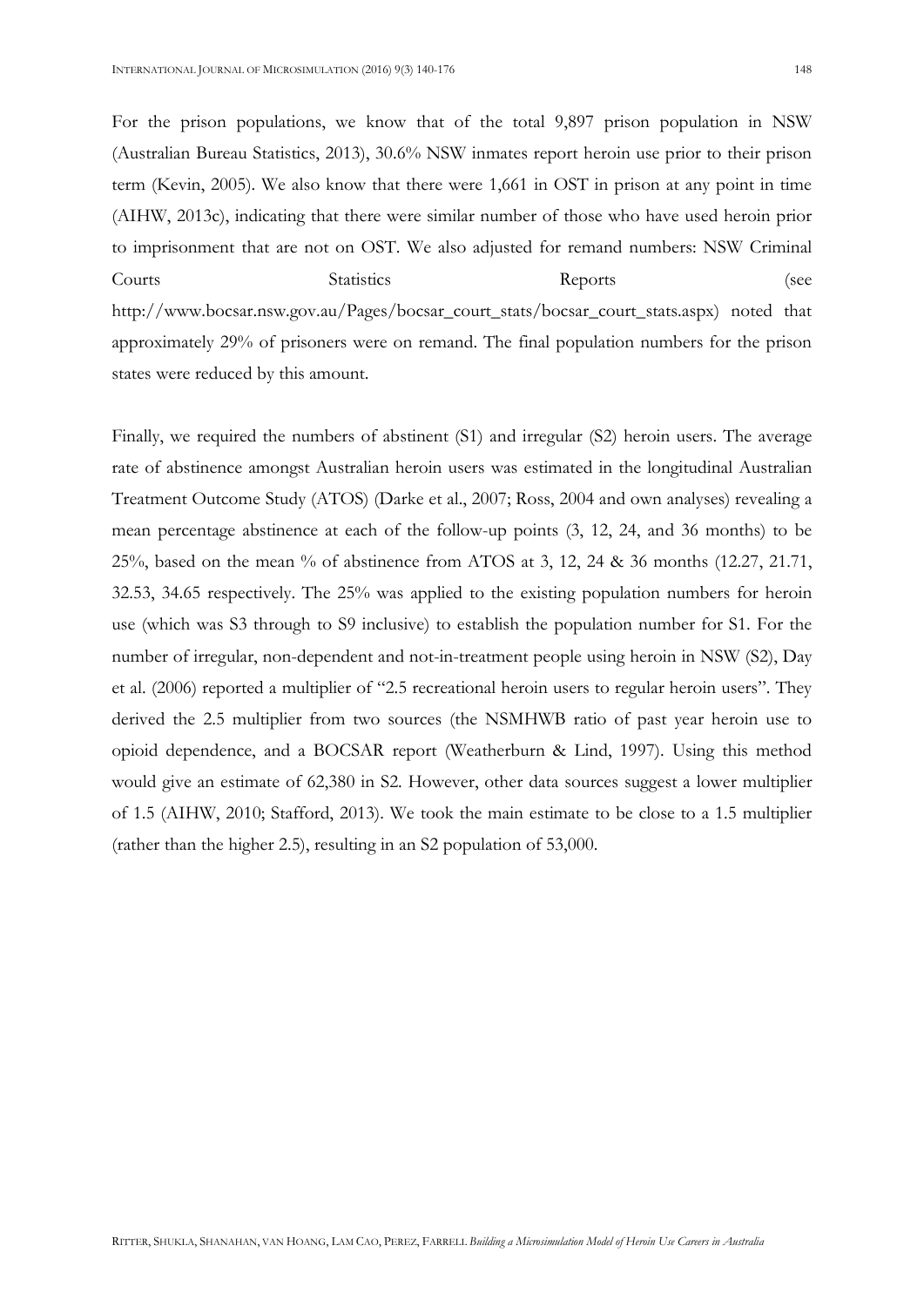For the prison populations, we know that of the total 9,897 prison population in NSW (Australian Bureau Statistics, 2013), 30.6% NSW inmates report heroin use prior to their prison term (Kevin, 2005). We also know that there were 1,661 in OST in prison at any point in time (AIHW, 2013c), indicating that there were similar number of those who have used heroin prior to imprisonment that are not on OST. We also adjusted for remand numbers: NSW Criminal Courts Statistics Reports (see http://www.bocsar.nsw.gov.au/Pages/bocsar_court_stats/bocsar_court_stats.aspx) noted that approximately 29% of prisoners were on remand. The final population numbers for the prison states were reduced by this amount.

Finally, we required the numbers of abstinent (S1) and irregular (S2) heroin users. The average rate of abstinence amongst Australian heroin users was estimated in the longitudinal Australian Treatment Outcome Study (ATOS) (Darke et al., 2007; Ross, 2004 and own analyses) revealing a mean percentage abstinence at each of the follow-up points (3, 12, 24, and 36 months) to be 25%, based on the mean % of abstinence from ATOS at 3, 12, 24 & 36 months (12.27, 21.71, 32.53, 34.65 respectively. The 25% was applied to the existing population numbers for heroin use (which was S3 through to S9 inclusive) to establish the population number for S1. For the number of irregular, non-dependent and not-in-treatment people using heroin in NSW (S2), Day et al. (2006) reported a multiplier of "2.5 recreational heroin users to regular heroin users". They derived the 2.5 multiplier from two sources (the NSMHWB ratio of past year heroin use to opioid dependence, and a BOCSAR report (Weatherburn & Lind, 1997). Using this method would give an estimate of 62,380 in S2. However, other data sources suggest a lower multiplier of 1.5 (AIHW, 2010; Stafford, 2013). We took the main estimate to be close to a 1.5 multiplier (rather than the higher 2.5), resulting in an S2 population of 53,000.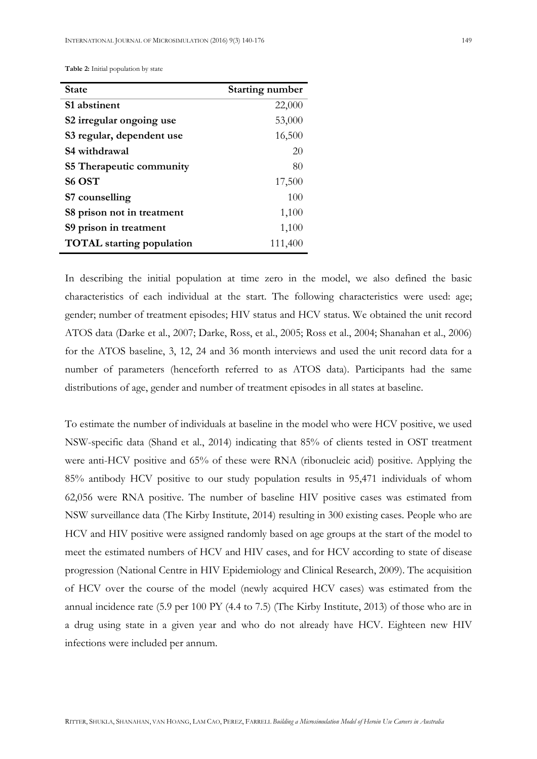**Table 2:** Initial population by state

| State | Starting number |
|---|---:|
| **S1 abstinent** | 22,000 |
| **S2 irregular ongoing use** | 53,000 |
| **S3 regular, dependent use** | 16,500 |
| **S4 withdrawal** | 20 |
| **S5 Therapeutic community** | 80 |
| **S6 OST** | 17,500 |
| **S7 counselling** | 100 |
| **S8 prison not in treatment** | 1,100 |
| **S9 prison in treatment** | 1,100 |
| **TOTAL starting population** | 111,400 |

In describing the initial population at time zero in the model, we also defined the basic characteristics of each individual at the start. The following characteristics were used: age; gender; number of treatment episodes; HIV status and HCV status. We obtained the unit record ATOS data (Darke et al., 2007; Darke, Ross, et al., 2005; Ross et al., 2004; Shanahan et al., 2006) for the ATOS baseline, 3, 12, 24 and 36 month interviews and used the unit record data for a number of parameters (henceforth referred to as ATOS data). Participants had the same distributions of age, gender and number of treatment episodes in all states at baseline.

To estimate the number of individuals at baseline in the model who were HCV positive, we used NSW-specific data (Shand et al., 2014) indicating that 85% of clients tested in OST treatment were anti-HCV positive and 65% of these were RNA (ribonucleic acid) positive. Applying the 85% antibody HCV positive to our study population results in 95,471 individuals of whom 62,056 were RNA positive. The number of baseline HIV positive cases was estimated from NSW surveillance data (The Kirby Institute, 2014) resulting in 300 existing cases. People who are HCV and HIV positive were assigned randomly based on age groups at the start of the model to meet the estimated numbers of HCV and HIV cases, and for HCV according to state of disease progression (National Centre in HIV Epidemiology and Clinical Research, 2009). The acquisition of HCV over the course of the model (newly acquired HCV cases) was estimated from the annual incidence rate (5.9 per 100 PY (4.4 to 7.5) (The Kirby Institute, 2013) of those who are in a drug using state in a given year and who do not already have HCV. Eighteen new HIV infections were included per annum.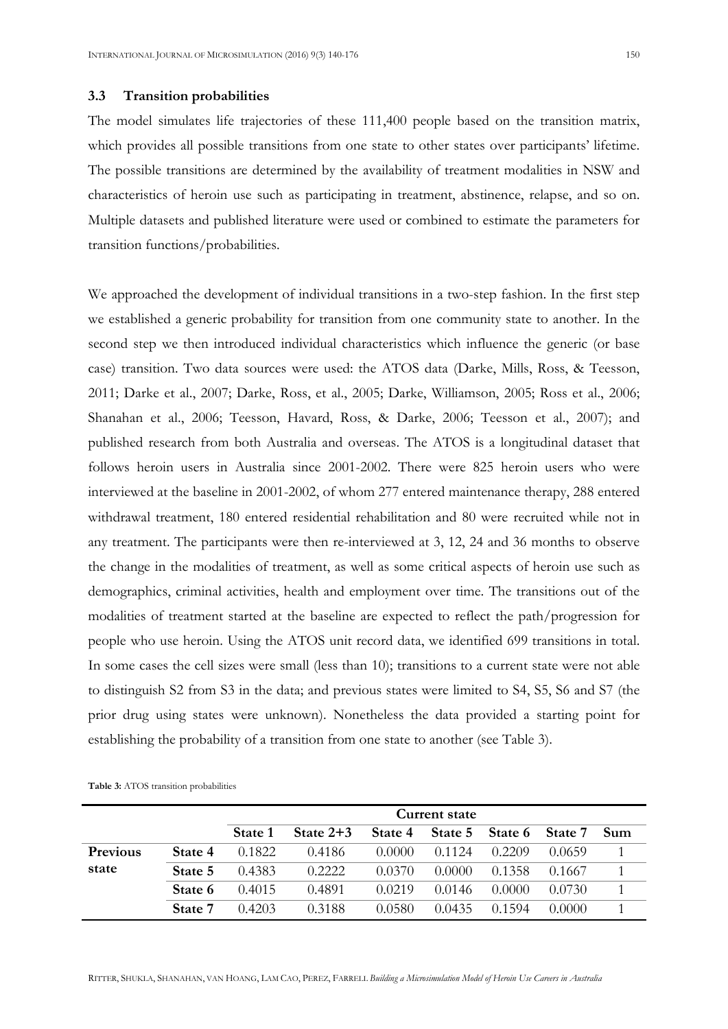### 3.3 Transition probabilities

The model simulates life trajectories of these 111,400 people based on the transition matrix, which provides all possible transitions from one state to other states over participants' lifetime. The possible transitions are determined by the availability of treatment modalities in NSW and characteristics of heroin use such as participating in treatment, abstinence, relapse, and so on. Multiple datasets and published literature were used or combined to estimate the parameters for transition functions/probabilities.

We approached the development of individual transitions in a two-step fashion. In the first step we established a generic probability for transition from one community state to another. In the second step we then introduced individual characteristics which influence the generic (or base case) transition. Two data sources were used: the ATOS data (Darke, Mills, Ross, & Teesson, 2011; Darke et al., 2007; Darke, Ross, et al., 2005; Darke, Williamson, 2005; Ross et al., 2006; Shanahan et al., 2006; Teesson, Havard, Ross, & Darke, 2006; Teesson et al., 2007); and published research from both Australia and overseas. The ATOS is a longitudinal dataset that follows heroin users in Australia since 2001-2002. There were 825 heroin users who were interviewed at the baseline in 2001-2002, of whom 277 entered maintenance therapy, 288 entered withdrawal treatment, 180 entered residential rehabilitation and 80 were recruited while not in any treatment. The participants were then re-interviewed at 3, 12, 24 and 36 months to observe the change in the modalities of treatment, as well as some critical aspects of heroin use such as demographics, criminal activities, health and employment over time. The transitions out of the modalities of treatment started at the baseline are expected to reflect the path/progression for people who use heroin. Using the ATOS unit record data, we identified 699 transitions in total. In some cases the cell sizes were small (less than 10); transitions to a current state were not able to distinguish S2 from S3 in the data; and previous states were limited to S4, S5, S6 and S7 (the prior drug using states were unknown). Nonetheless the data provided a starting point for establishing the probability of a transition from one state to another (see Table 3).

**Table 3:** ATOS transition probabilities

| | | Current state | | | | | | |
|---|---|---|---|---|---|---|---|---|
| | | **State 1** | **State 2+3** | **State 4** | **State 5** | **State 6** | **State 7** | **Sum** |
| **Previous state** | **State 4** | 0.1822 | 0.4186 | 0.0000 | 0.1124 | 0.2209 | 0.0659 | 1 |
| | **State 5** | 0.4383 | 0.2222 | 0.0370 | 0.0000 | 0.1358 | 0.1667 | 1 |
| | **State 6** | 0.4015 | 0.4891 | 0.0219 | 0.0146 | 0.0000 | 0.0730 | 1 |
| | **State 7** | 0.4203 | 0.3188 | 0.0580 | 0.0435 | 0.1594 | 0.0000 | 1 |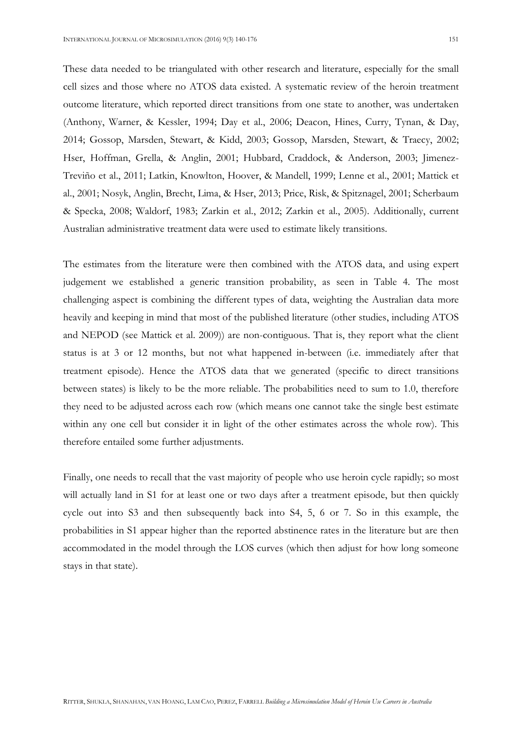These data needed to be triangulated with other research and literature, especially for the small cell sizes and those where no ATOS data existed. A systematic review of the heroin treatment outcome literature, which reported direct transitions from one state to another, was undertaken (Anthony, Warner, & Kessler, 1994; Day et al., 2006; Deacon, Hines, Curry, Tynan, & Day, 2014; Gossop, Marsden, Stewart, & Kidd, 2003; Gossop, Marsden, Stewart, & Traecy, 2002; Hser, Hoffman, Grella, & Anglin, 2001; Hubbard, Craddock, & Anderson, 2003; Jimenez-Treviño et al., 2011; Latkin, Knowlton, Hoover, & Mandell, 1999; Lenne et al., 2001; Mattick et al., 2001; Nosyk, Anglin, Brecht, Lima, & Hser, 2013; Price, Risk, & Spitznagel, 2001; Scherbaum & Specka, 2008; Waldorf, 1983; Zarkin et al., 2012; Zarkin et al., 2005). Additionally, current Australian administrative treatment data were used to estimate likely transitions.

The estimates from the literature were then combined with the ATOS data, and using expert judgement we established a generic transition probability, as seen in Table 4. The most challenging aspect is combining the different types of data, weighting the Australian data more heavily and keeping in mind that most of the published literature (other studies, including ATOS and NEPOD (see Mattick et al. 2009)) are non-contiguous. That is, they report what the client status is at 3 or 12 months, but not what happened in-between (i.e. immediately after that treatment episode). Hence the ATOS data that we generated (specific to direct transitions between states) is likely to be the more reliable. The probabilities need to sum to 1.0, therefore they need to be adjusted across each row (which means one cannot take the single best estimate within any one cell but consider it in light of the other estimates across the whole row). This therefore entailed some further adjustments.

Finally, one needs to recall that the vast majority of people who use heroin cycle rapidly; so most will actually land in S1 for at least one or two days after a treatment episode, but then quickly cycle out into S3 and then subsequently back into S4, 5, 6 or 7. So in this example, the probabilities in S1 appear higher than the reported abstinence rates in the literature but are then accommodated in the model through the LOS curves (which then adjust for how long someone stays in that state).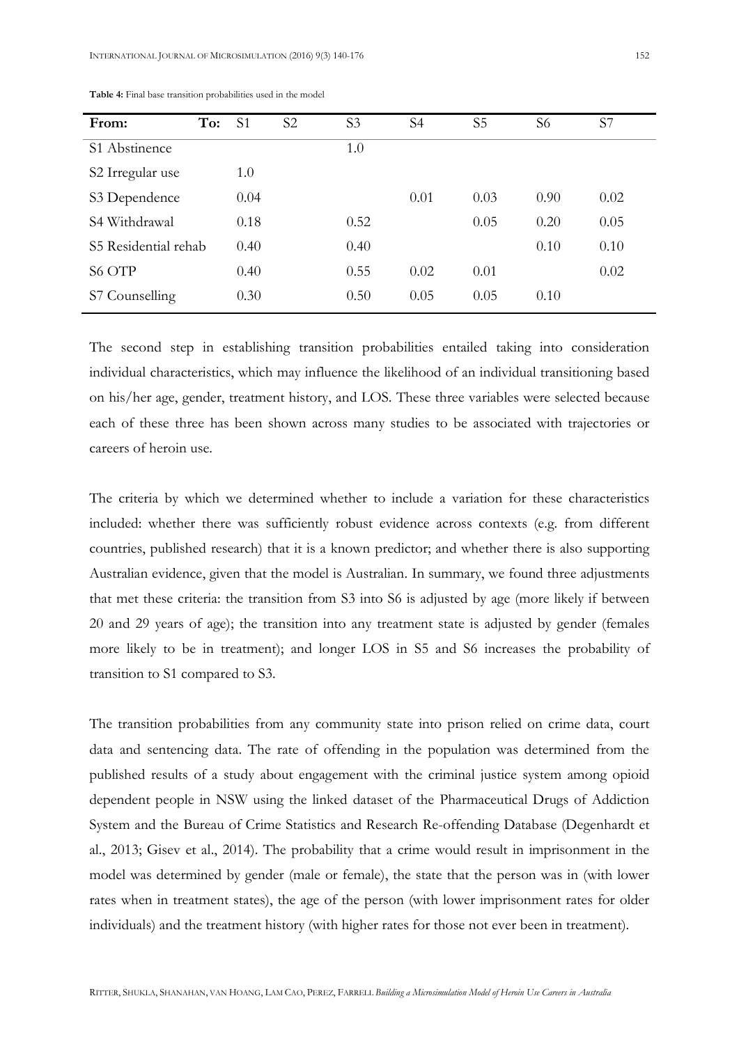**Table 4:** Final base transition probabilities used in the model

| **From: To:** | S1 | S2 | S3 | S4 | S5 | S6 | S7 |
|---|---|---|---|---|---|---|---|
| S1 Abstinence | | | 1.0 | | | | |
| S2 Irregular use | 1.0 | | | | | | |
| S3 Dependence | 0.04 | | | 0.01 | 0.03 | 0.90 | 0.02 |
| S4 Withdrawal | 0.18 | | 0.52 | | 0.05 | 0.20 | 0.05 |
| S5 Residential rehab | 0.40 | | 0.40 | | | 0.10 | 0.10 |
| S6 OTP | 0.40 | | 0.55 | 0.02 | 0.01 | | 0.02 |
| S7 Counselling | 0.30 | | 0.50 | 0.05 | 0.05 | 0.10 | |

The second step in establishing transition probabilities entailed taking into consideration individual characteristics, which may influence the likelihood of an individual transitioning based on his/her age, gender, treatment history, and LOS. These three variables were selected because each of these three has been shown across many studies to be associated with trajectories or careers of heroin use.

The criteria by which we determined whether to include a variation for these characteristics included: whether there was sufficiently robust evidence across contexts (e.g. from different countries, published research) that it is a known predictor; and whether there is also supporting Australian evidence, given that the model is Australian. In summary, we found three adjustments that met these criteria: the transition from S3 into S6 is adjusted by age (more likely if between 20 and 29 years of age); the transition into any treatment state is adjusted by gender (females more likely to be in treatment); and longer LOS in S5 and S6 increases the probability of transition to S1 compared to S3.

The transition probabilities from any community state into prison relied on crime data, court data and sentencing data. The rate of offending in the population was determined from the published results of a study about engagement with the criminal justice system among opioid dependent people in NSW using the linked dataset of the Pharmaceutical Drugs of Addiction System and the Bureau of Crime Statistics and Research Re-offending Database (Degenhardt et al., 2013; Gisev et al., 2014). The probability that a crime would result in imprisonment in the model was determined by gender (male or female), the state that the person was in (with lower rates when in treatment states), the age of the person (with lower imprisonment rates for older individuals) and the treatment history (with higher rates for those not ever been in treatment).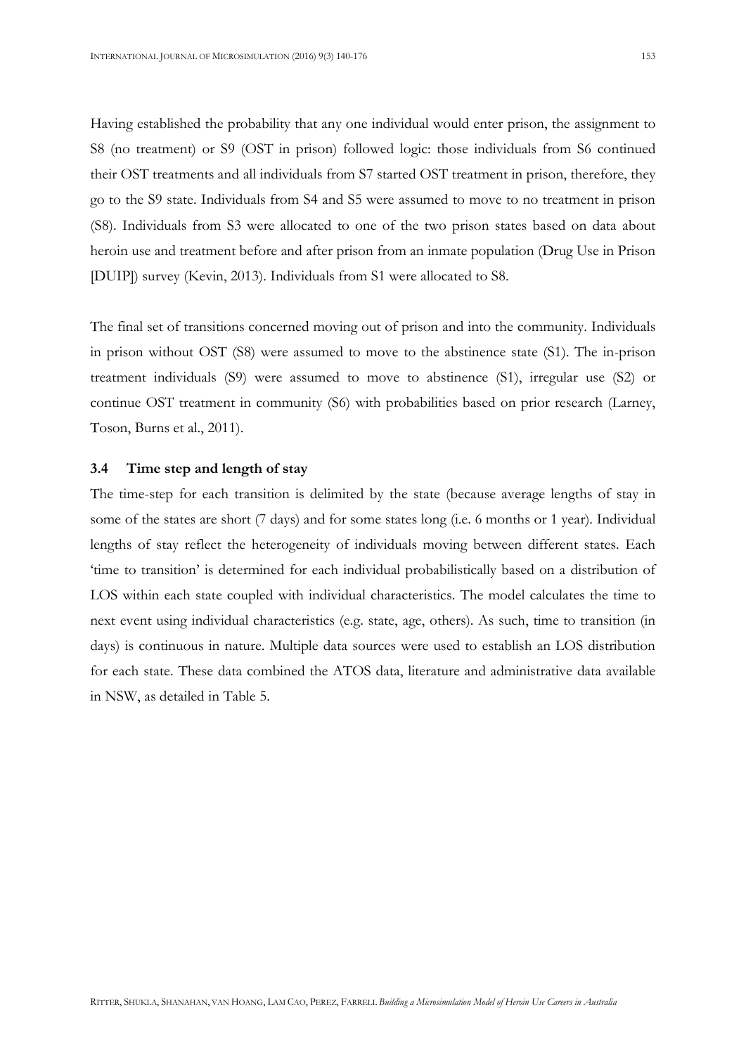Having established the probability that any one individual would enter prison, the assignment to S8 (no treatment) or S9 (OST in prison) followed logic: those individuals from S6 continued their OST treatments and all individuals from S7 started OST treatment in prison, therefore, they go to the S9 state. Individuals from S4 and S5 were assumed to move to no treatment in prison (S8). Individuals from S3 were allocated to one of the two prison states based on data about heroin use and treatment before and after prison from an inmate population (Drug Use in Prison [DUIP]) survey (Kevin, 2013). Individuals from S1 were allocated to S8.

The final set of transitions concerned moving out of prison and into the community. Individuals in prison without OST (S8) were assumed to move to the abstinence state (S1). The in-prison treatment individuals (S9) were assumed to move to abstinence (S1), irregular use (S2) or continue OST treatment in community (S6) with probabilities based on prior research (Larney, Toson, Burns et al., 2011).

### 3.4 Time step and length of stay

The time-step for each transition is delimited by the state (because average lengths of stay in some of the states are short (7 days) and for some states long (i.e. 6 months or 1 year). Individual lengths of stay reflect the heterogeneity of individuals moving between different states. Each 'time to transition' is determined for each individual probabilistically based on a distribution of LOS within each state coupled with individual characteristics. The model calculates the time to next event using individual characteristics (e.g. state, age, others). As such, time to transition (in days) is continuous in nature. Multiple data sources were used to establish an LOS distribution for each state. These data combined the ATOS data, literature and administrative data available in NSW, as detailed in Table 5.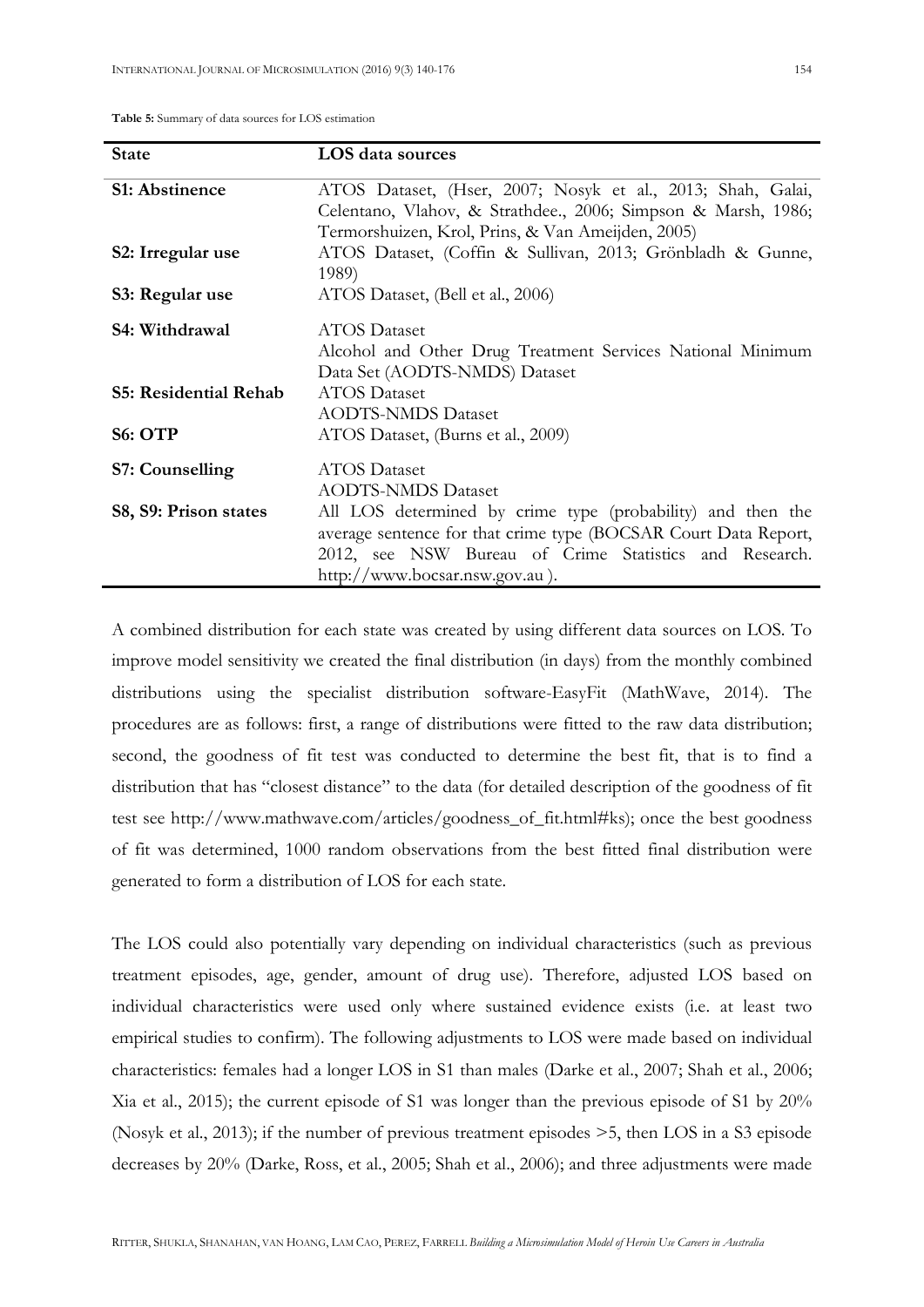**Table 5:** Summary of data sources for LOS estimation

| State | LOS data sources |
|---|---|
| **S1: Abstinence** | ATOS Dataset, (Hser, 2007; Nosyk et al., 2013; Shah, Galai, Celentano, Vlahov, & Strathdee., 2006; Simpson & Marsh, 1986; Termorshuizen, Krol, Prins, & Van Ameijden, 2005) |
| **S2: Irregular use** | ATOS Dataset, (Coffin & Sullivan, 2013; Grönbladh & Gunne, 1989) |
| **S3: Regular use** | ATOS Dataset, (Bell et al., 2006) |
| **S4: Withdrawal** | ATOS Dataset<br>Alcohol and Other Drug Treatment Services National Minimum Data Set (AODTS-NMDS) Dataset |
| **S5: Residential Rehab** | ATOS Dataset<br>AODTS-NMDS Dataset |
| **S6: OTP** | ATOS Dataset, (Burns et al., 2009) |
| **S7: Counselling** | ATOS Dataset<br>AODTS-NMDS Dataset |
| **S8, S9: Prison states** | All LOS determined by crime type (probability) and then the average sentence for that crime type (BOCSAR Court Data Report, 2012, see NSW Bureau of Crime Statistics and Research. http://www.bocsar.nsw.gov.au ). |

A combined distribution for each state was created by using different data sources on LOS. To improve model sensitivity we created the final distribution (in days) from the monthly combined distributions using the specialist distribution software-EasyFit (MathWave, 2014). The procedures are as follows: first, a range of distributions were fitted to the raw data distribution; second, the goodness of fit test was conducted to determine the best fit, that is to find a distribution that has "closest distance" to the data (for detailed description of the goodness of fit test see http://www.mathwave.com/articles/goodness_of_fit.html#ks); once the best goodness of fit was determined, 1000 random observations from the best fitted final distribution were generated to form a distribution of LOS for each state.

The LOS could also potentially vary depending on individual characteristics (such as previous treatment episodes, age, gender, amount of drug use). Therefore, adjusted LOS based on individual characteristics were used only where sustained evidence exists (i.e. at least two empirical studies to confirm). The following adjustments to LOS were made based on individual characteristics: females had a longer LOS in S1 than males (Darke et al., 2007; Shah et al., 2006; Xia et al., 2015); the current episode of S1 was longer than the previous episode of S1 by 20% (Nosyk et al., 2013); if the number of previous treatment episodes >5, then LOS in a S3 episode decreases by 20% (Darke, Ross, et al., 2005; Shah et al., 2006); and three adjustments were made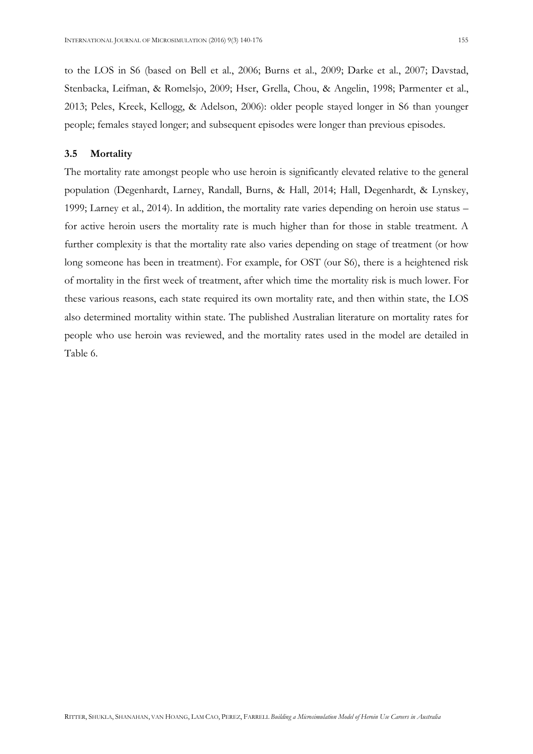to the LOS in S6 (based on Bell et al., 2006; Burns et al., 2009; Darke et al., 2007; Davstad, Stenbacka, Leifman, & Romelsjo, 2009; Hser, Grella, Chou, & Angelin, 1998; Parmenter et al., 2013; Peles, Kreek, Kellogg, & Adelson, 2006): older people stayed longer in S6 than younger people; females stayed longer; and subsequent episodes were longer than previous episodes.

### 3.5 Mortality

The mortality rate amongst people who use heroin is significantly elevated relative to the general population (Degenhardt, Larney, Randall, Burns, & Hall, 2014; Hall, Degenhardt, & Lynskey, 1999; Larney et al., 2014). In addition, the mortality rate varies depending on heroin use status – for active heroin users the mortality rate is much higher than for those in stable treatment. A further complexity is that the mortality rate also varies depending on stage of treatment (or how long someone has been in treatment). For example, for OST (our S6), there is a heightened risk of mortality in the first week of treatment, after which time the mortality risk is much lower. For these various reasons, each state required its own mortality rate, and then within state, the LOS also determined mortality within state. The published Australian literature on mortality rates for people who use heroin was reviewed, and the mortality rates used in the model are detailed in Table 6.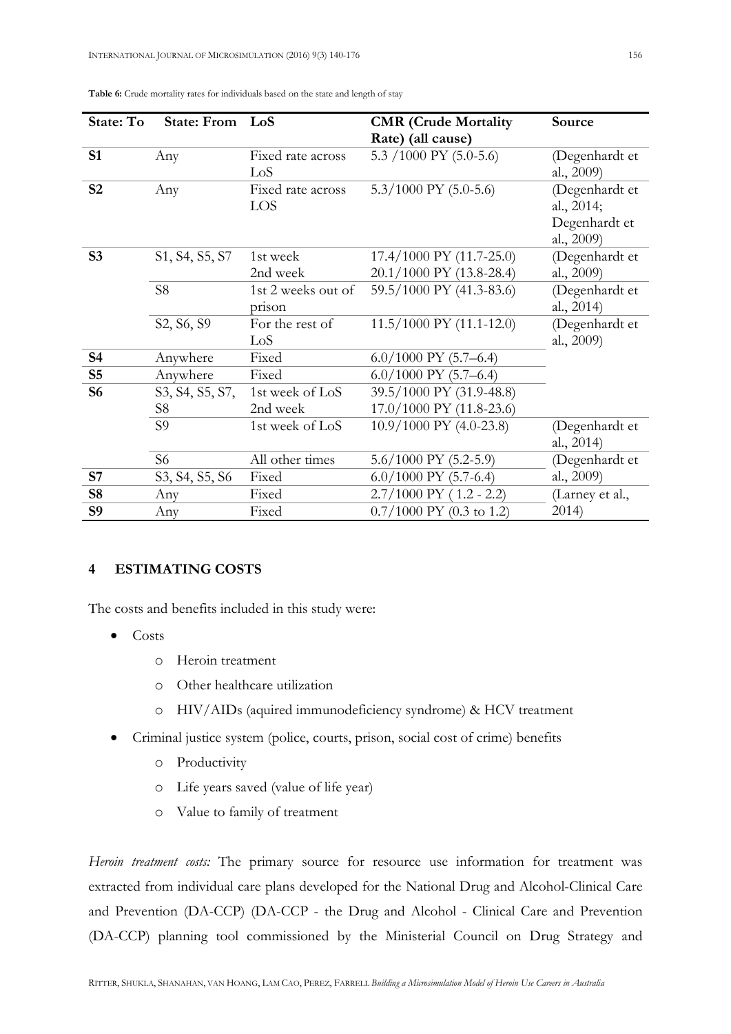**Table 6:** Crude mortality rates for individuals based on the state and length of stay

| State: To | State: From | LoS | CMR (Crude Mortality Rate) (all cause) | Source |
|---|---|---|---|---|
| **S1** | Any | Fixed rate across LoS | 5.3 /1000 PY (5.0-5.6) | (Degenhardt et al., 2009) |
| **S2** | Any | Fixed rate across LOS | 5.3/1000 PY (5.0-5.6) | (Degenhardt et al., 2014; Degenhardt et al., 2009) |
| **S3** | S1, S4, S5, S7 | 1st week<br>2nd week | 17.4/1000 PY (11.7-25.0)<br>20.1/1000 PY (13.8-28.4) | (Degenhardt et al., 2009) |
| | S8 | 1st 2 weeks out of prison | 59.5/1000 PY (41.3-83.6) | (Degenhardt et al., 2014) |
| | S2, S6, S9 | For the rest of LoS | 11.5/1000 PY (11.1-12.0) | (Degenhardt et al., 2009) |
| **S4** | Anywhere | Fixed | 6.0/1000 PY (5.7–6.4) | |
| **S5** | Anywhere | Fixed | 6.0/1000 PY (5.7–6.4) | |
| **S6** | S3, S4, S5, S7, S8 | 1st week of LoS<br>2nd week | 39.5/1000 PY (31.9-48.8)<br>17.0/1000 PY (11.8-23.6) | |
| | S9 | 1st week of LoS | 10.9/1000 PY (4.0-23.8) | (Degenhardt et al., 2014) |
| | S6 | All other times | 5.6/1000 PY (5.2-5.9) | (Degenhardt et al., 2009) |
| **S7** | S3, S4, S5, S6 | Fixed | 6.0/1000 PY (5.7-6.4) | |
| **S8** | Any | Fixed | 2.7/1000 PY ( 1.2 - 2.2) | (Larney et al., 2014) |
| **S9** | Any | Fixed | 0.7/1000 PY (0.3 to 1.2) | |

## 4 ESTIMATING COSTS

The costs and benefits included in this study were:

- Costs
  - Heroin treatment
  - Other healthcare utilization
  - HIV/AIDs (aquired immunodeficiency syndrome) & HCV treatment
- Criminal justice system (police, courts, prison, social cost of crime) benefits
  - Productivity
  - Life years saved (value of life year)
  - Value to family of treatment

*Heroin treatment costs:* The primary source for resource use information for treatment was extracted from individual care plans developed for the National Drug and Alcohol-Clinical Care and Prevention (DA-CCP) (DA-CCP - the Drug and Alcohol - Clinical Care and Prevention (DA-CCP) planning tool commissioned by the Ministerial Council on Drug Strategy and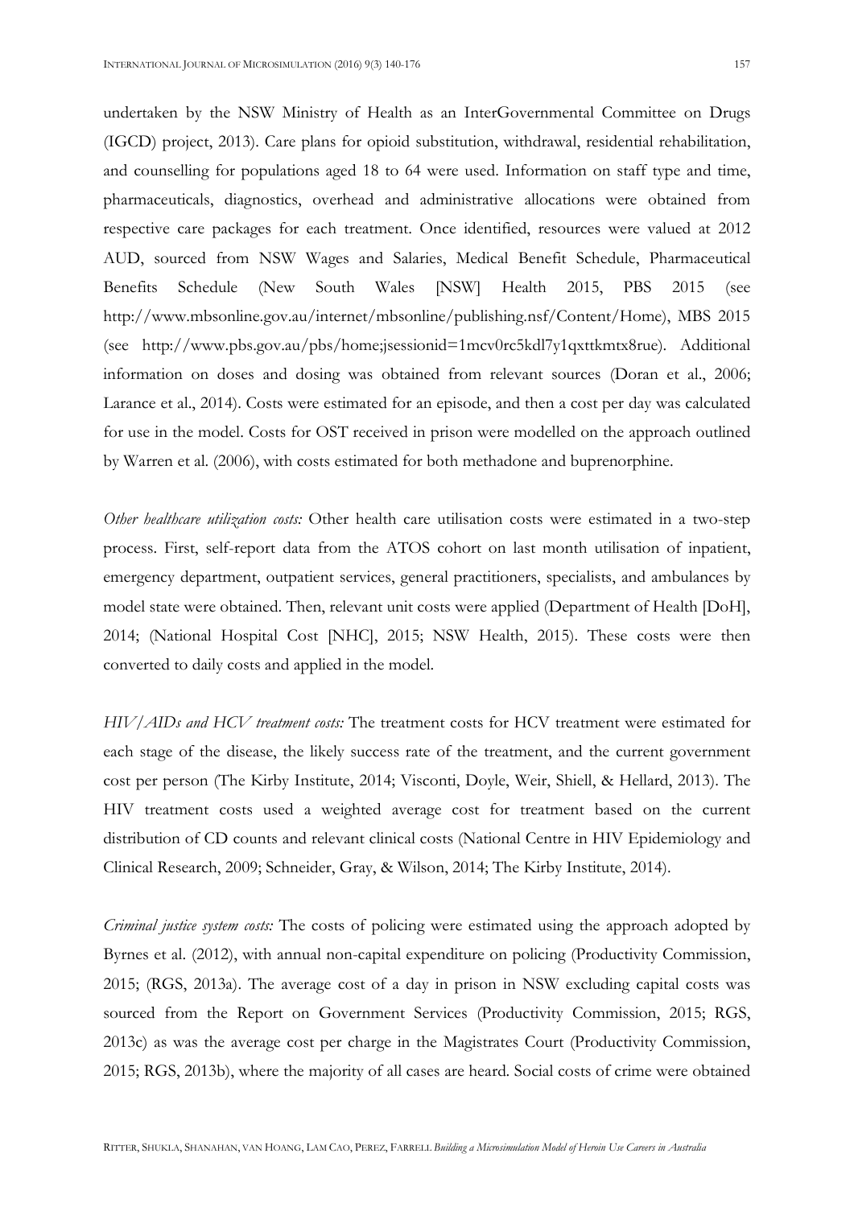undertaken by the NSW Ministry of Health as an InterGovernmental Committee on Drugs (IGCD) project, 2013). Care plans for opioid substitution, withdrawal, residential rehabilitation, and counselling for populations aged 18 to 64 were used. Information on staff type and time, pharmaceuticals, diagnostics, overhead and administrative allocations were obtained from respective care packages for each treatment. Once identified, resources were valued at 2012 AUD, sourced from NSW Wages and Salaries, Medical Benefit Schedule, Pharmaceutical Benefits Schedule (New South Wales [NSW] Health 2015, PBS 2015 (see http://www.mbsonline.gov.au/internet/mbsonline/publishing.nsf/Content/Home), MBS 2015 (see http://www.pbs.gov.au/pbs/home;jsessionid=1mcv0rc5kdl7y1qxttkmtx8rue). Additional information on doses and dosing was obtained from relevant sources (Doran et al., 2006; Larance et al., 2014). Costs were estimated for an episode, and then a cost per day was calculated for use in the model. Costs for OST received in prison were modelled on the approach outlined by Warren et al. (2006), with costs estimated for both methadone and buprenorphine.

*Other healthcare utilization costs:* Other health care utilisation costs were estimated in a two-step process. First, self-report data from the ATOS cohort on last month utilisation of inpatient, emergency department, outpatient services, general practitioners, specialists, and ambulances by model state were obtained. Then, relevant unit costs were applied (Department of Health [DoH], 2014; (National Hospital Cost [NHC], 2015; NSW Health, 2015). These costs were then converted to daily costs and applied in the model.

*HIV/AIDs and HCV treatment costs:* The treatment costs for HCV treatment were estimated for each stage of the disease, the likely success rate of the treatment, and the current government cost per person (The Kirby Institute, 2014; Visconti, Doyle, Weir, Shiell, & Hellard, 2013). The HIV treatment costs used a weighted average cost for treatment based on the current distribution of CD counts and relevant clinical costs (National Centre in HIV Epidemiology and Clinical Research, 2009; Schneider, Gray, & Wilson, 2014; The Kirby Institute, 2014).

*Criminal justice system costs:* The costs of policing were estimated using the approach adopted by Byrnes et al. (2012), with annual non-capital expenditure on policing (Productivity Commission, 2015; (RGS, 2013a). The average cost of a day in prison in NSW excluding capital costs was sourced from the Report on Government Services (Productivity Commission, 2015; RGS, 2013c) as was the average cost per charge in the Magistrates Court (Productivity Commission, 2015; RGS, 2013b), where the majority of all cases are heard. Social costs of crime were obtained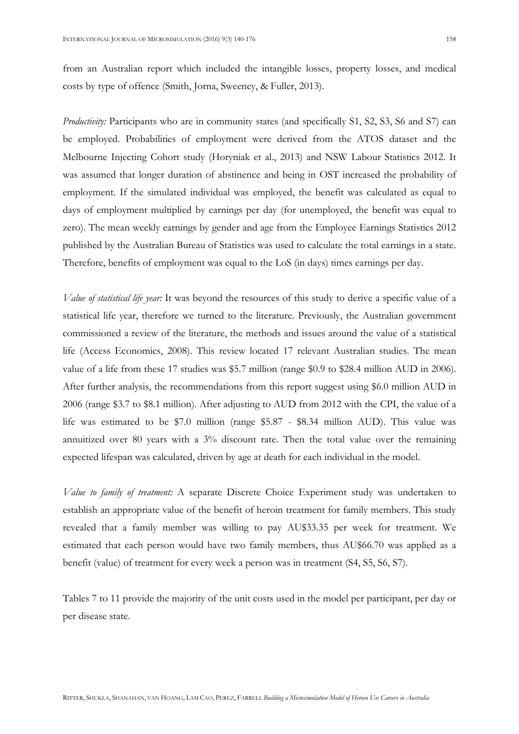from an Australian report which included the intangible losses, property losses, and medical costs by type of offence (Smith, Jorna, Sweeney, & Fuller, 2013).

*Productivity:* Participants who are in community states (and specifically S1, S2, S3, S6 and S7) can be employed. Probabilities of employment were derived from the ATOS dataset and the Melbourne Injecting Cohort study (Horyniak et al., 2013) and NSW Labour Statistics 2012. It was assumed that longer duration of abstinence and being in OST increased the probability of employment. If the simulated individual was employed, the benefit was calculated as equal to days of employment multiplied by earnings per day (for unemployed, the benefit was equal to zero). The mean weekly earnings by gender and age from the Employee Earnings Statistics 2012 published by the Australian Bureau of Statistics was used to calculate the total earnings in a state. Therefore, benefits of employment was equal to the LoS (in days) times earnings per day.

*Value of statistical life year:* It was beyond the resources of this study to derive a specific value of a statistical life year, therefore we turned to the literature. Previously, the Australian government commissioned a review of the literature, the methods and issues around the value of a statistical life (Access Economics, 2008). This review located 17 relevant Australian studies. The mean value of a life from these 17 studies was $5.7 million (range $0.9 to $28.4 million AUD in 2006). After further analysis, the recommendations from this report suggest using $6.0 million AUD in 2006 (range $3.7 to $8.1 million). After adjusting to AUD from 2012 with the CPI, the value of a life was estimated to be $7.0 million (range $5.87 - $8.34 million AUD). This value was annuitized over 80 years with a 3% discount rate. Then the total value over the remaining expected lifespan was calculated, driven by age at death for each individual in the model.

*Value to family of treatment:* A separate Discrete Choice Experiment study was undertaken to establish an appropriate value of the benefit of heroin treatment for family members. This study revealed that a family member was willing to pay AU$33.35 per week for treatment. We estimated that each person would have two family members, thus AU$66.70 was applied as a benefit (value) of treatment for every week a person was in treatment (S4, S5, S6, S7).

Tables 7 to 11 provide the majority of the unit costs used in the model per participant, per day or per disease state.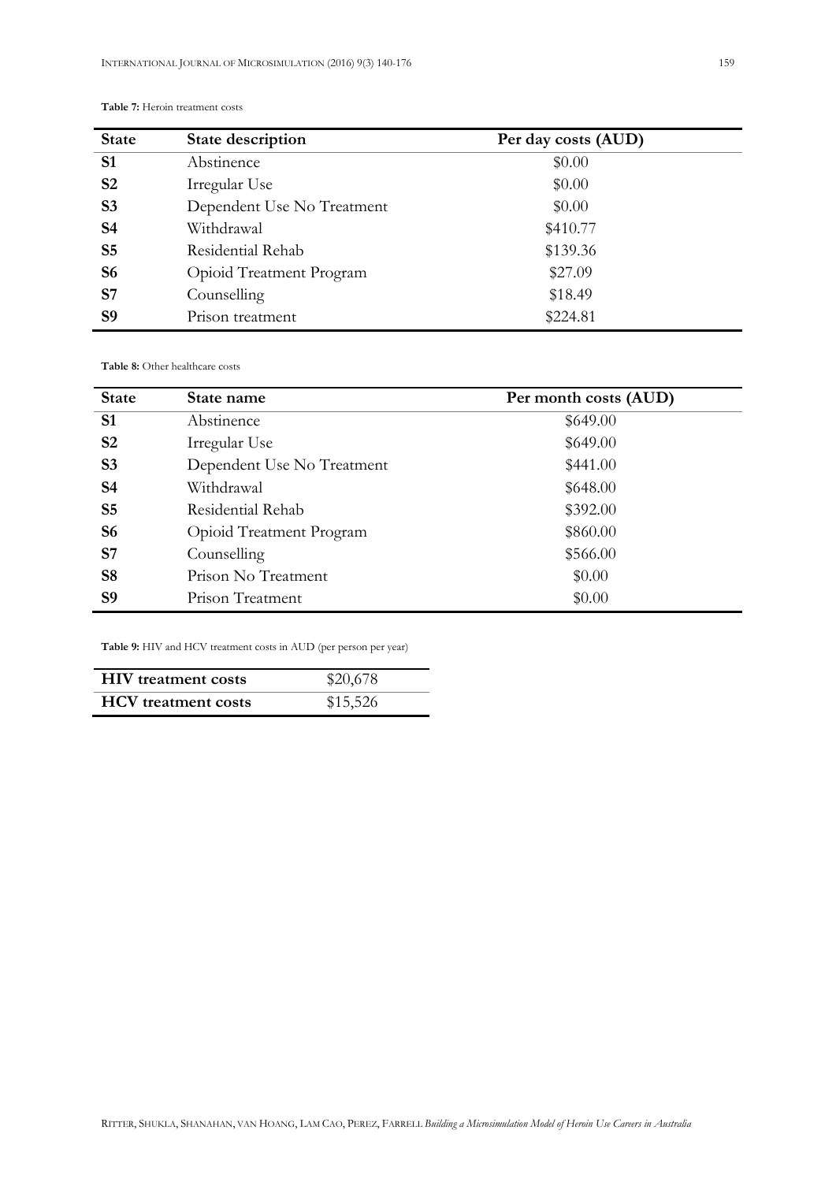**Table 7:** Heroin treatment costs

| State | State description | Per day costs (AUD) |
|---|---|---|
| **S1** | Abstinence | $0.00 |
| **S2** | Irregular Use | $0.00 |
| **S3** | Dependent Use No Treatment | $0.00 |
| **S4** | Withdrawal | $410.77 |
| **S5** | Residential Rehab | $139.36 |
| **S6** | Opioid Treatment Program | $27.09 |
| **S7** | Counselling | $18.49 |
| **S9** | Prison treatment | $224.81 |

**Table 8:** Other healthcare costs

| State | State name | Per month costs (AUD) |
|---|---|---|
| **S1** | Abstinence | $649.00 |
| **S2** | Irregular Use | $649.00 |
| **S3** | Dependent Use No Treatment | $441.00 |
| **S4** | Withdrawal | $648.00 |
| **S5** | Residential Rehab | $392.00 |
| **S6** | Opioid Treatment Program | $860.00 |
| **S7** | Counselling | $566.00 |
| **S8** | Prison No Treatment | $0.00 |
| **S9** | Prison Treatment | $0.00 |

**Table 9:** HIV and HCV treatment costs in AUD (per person per year)

| | |
|---|---|
| **HIV treatment costs** | $20,678 |
| **HCV treatment costs** | $15,526 |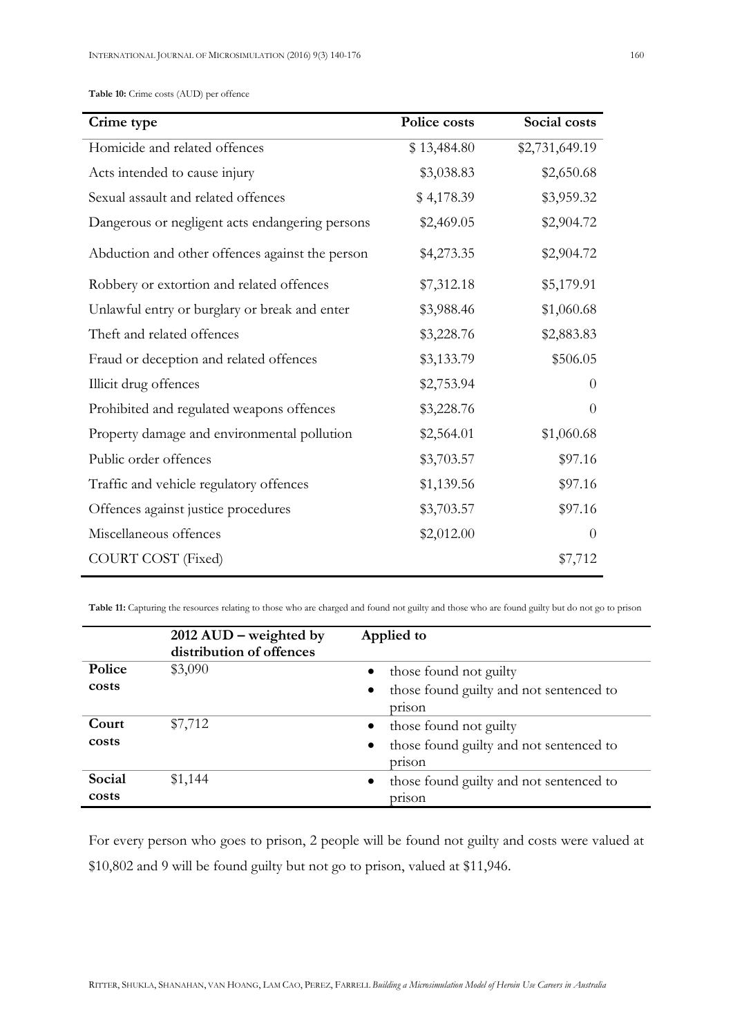**Table 10:** Crime costs (AUD) per offence

| Crime type | Police costs | Social costs |
|---|---|---|
| Homicide and related offences | $ 13,484.80 | $2,731,649.19 |
| Acts intended to cause injury | $3,038.83 | $2,650.68 |
| Sexual assault and related offences | $ 4,178.39 | $3,959.32 |
| Dangerous or negligent acts endangering persons | $2,469.05 | $2,904.72 |
| Abduction and other offences against the person | $4,273.35 | $2,904.72 |
| Robbery or extortion and related offences | $7,312.18 | $5,179.91 |
| Unlawful entry or burglary or break and enter | $3,988.46 | $1,060.68 |
| Theft and related offences | $3,228.76 | $2,883.83 |
| Fraud or deception and related offences | $3,133.79 | $506.05 |
| Illicit drug offences | $2,753.94 | 0 |
| Prohibited and regulated weapons offences | $3,228.76 | 0 |
| Property damage and environmental pollution | $2,564.01 | $1,060.68 |
| Public order offences | $3,703.57 | $97.16 |
| Traffic and vehicle regulatory offences | $1,139.56 | $97.16 |
| Offences against justice procedures | $3,703.57 | $97.16 |
| Miscellaneous offences | $2,012.00 | 0 |
| COURT COST (Fixed) | | $7,712 |

**Table 11:** Capturing the resources relating to those who are charged and found not guilty and those who are found guilty but do not go to prison

| | 2012 AUD – weighted by distribution of offences | Applied to |
|---|---|---|
| **Police costs** | $3,090 | • those found not guilty<br>• those found guilty and not sentenced to prison |
| **Court costs** | $7,712 | • those found not guilty<br>• those found guilty and not sentenced to prison |
| **Social costs** | $1,144 | • those found guilty and not sentenced to prison |

For every person who goes to prison, 2 people will be found not guilty and costs were valued at $10,802 and 9 will be found guilty but not go to prison, valued at $11,946.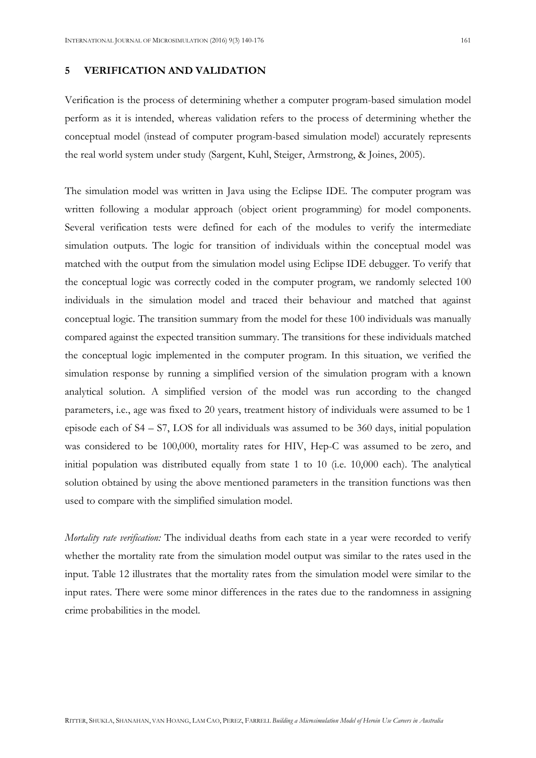## 5 VERIFICATION AND VALIDATION

Verification is the process of determining whether a computer program-based simulation model perform as it is intended, whereas validation refers to the process of determining whether the conceptual model (instead of computer program-based simulation model) accurately represents the real world system under study (Sargent, Kuhl, Steiger, Armstrong, & Joines, 2005).

The simulation model was written in Java using the Eclipse IDE. The computer program was written following a modular approach (object orient programming) for model components. Several verification tests were defined for each of the modules to verify the intermediate simulation outputs. The logic for transition of individuals within the conceptual model was matched with the output from the simulation model using Eclipse IDE debugger. To verify that the conceptual logic was correctly coded in the computer program, we randomly selected 100 individuals in the simulation model and traced their behaviour and matched that against conceptual logic. The transition summary from the model for these 100 individuals was manually compared against the expected transition summary. The transitions for these individuals matched the conceptual logic implemented in the computer program. In this situation, we verified the simulation response by running a simplified version of the simulation program with a known analytical solution. A simplified version of the model was run according to the changed parameters, i.e., age was fixed to 20 years, treatment history of individuals were assumed to be 1 episode each of S4 – S7, LOS for all individuals was assumed to be 360 days, initial population was considered to be 100,000, mortality rates for HIV, Hep-C was assumed to be zero, and initial population was distributed equally from state 1 to 10 (i.e. 10,000 each). The analytical solution obtained by using the above mentioned parameters in the transition functions was then used to compare with the simplified simulation model.

*Mortality rate verification:* The individual deaths from each state in a year were recorded to verify whether the mortality rate from the simulation model output was similar to the rates used in the input. Table 12 illustrates that the mortality rates from the simulation model were similar to the input rates. There were some minor differences in the rates due to the randomness in assigning crime probabilities in the model.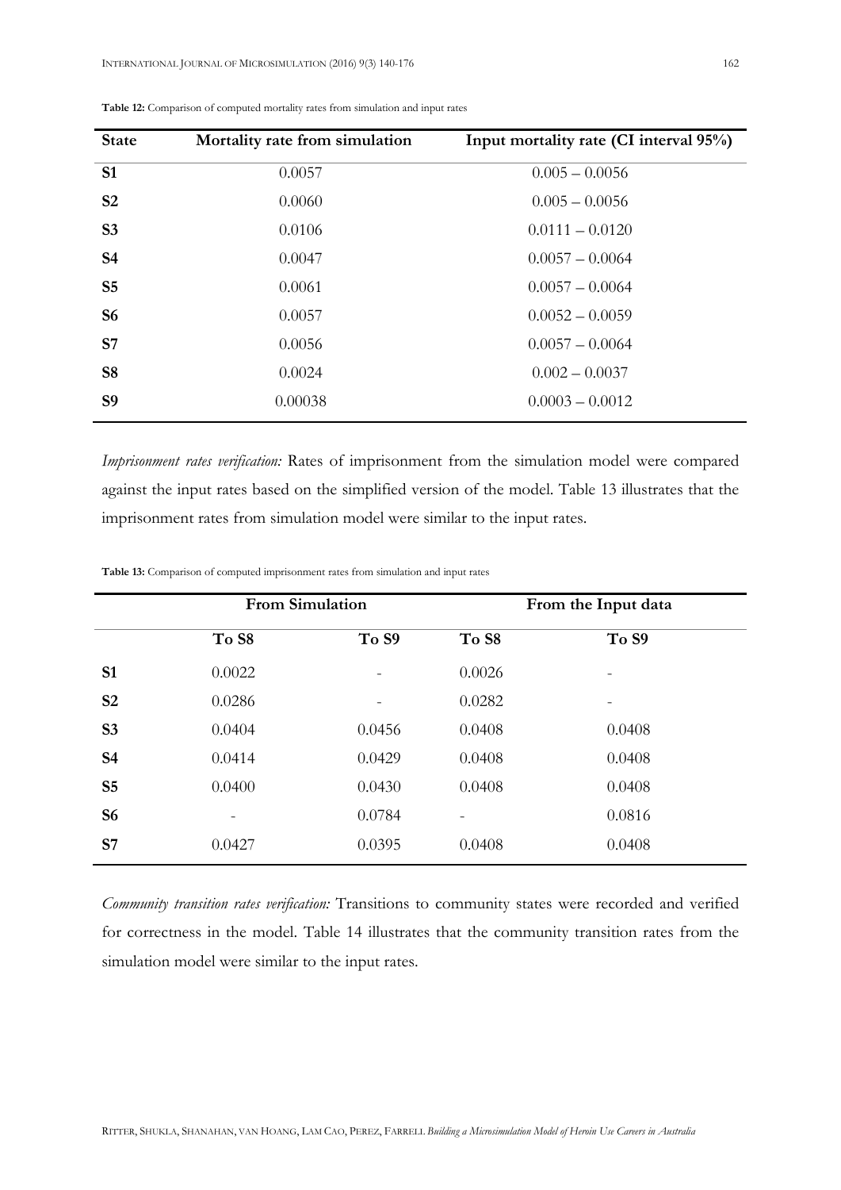**Table 12:** Comparison of computed mortality rates from simulation and input rates

| State | Mortality rate from simulation | Input mortality rate (CI interval 95%) |
|---|---|---|
| **S1** | 0.0057 | 0.005 – 0.0056 |
| **S2** | 0.0060 | 0.005 – 0.0056 |
| **S3** | 0.0106 | 0.0111 – 0.0120 |
| **S4** | 0.0047 | 0.0057 – 0.0064 |
| **S5** | 0.0061 | 0.0057 – 0.0064 |
| **S6** | 0.0057 | 0.0052 – 0.0059 |
| **S7** | 0.0056 | 0.0057 – 0.0064 |
| **S8** | 0.0024 | 0.002 – 0.0037 |
| **S9** | 0.00038 | 0.0003 – 0.0012 |

*Imprisonment rates verification:* Rates of imprisonment from the simulation model were compared against the input rates based on the simplified version of the model. Table 13 illustrates that the imprisonment rates from simulation model were similar to the input rates.

**Table 13:** Comparison of computed imprisonment rates from simulation and input rates

| | From Simulation | | From the Input data | |
|---|---|---|---|---|
| | **To S8** | **To S9** | **To S8** | **To S9** |
| **S1** | 0.0022 | - | 0.0026 | - |
| **S2** | 0.0286 | - | 0.0282 | - |
| **S3** | 0.0404 | 0.0456 | 0.0408 | 0.0408 |
| **S4** | 0.0414 | 0.0429 | 0.0408 | 0.0408 |
| **S5** | 0.0400 | 0.0430 | 0.0408 | 0.0408 |
| **S6** | - | 0.0784 | - | 0.0816 |
| **S7** | 0.0427 | 0.0395 | 0.0408 | 0.0408 |

*Community transition rates verification:* Transitions to community states were recorded and verified for correctness in the model. Table 14 illustrates that the community transition rates from the simulation model were similar to the input rates.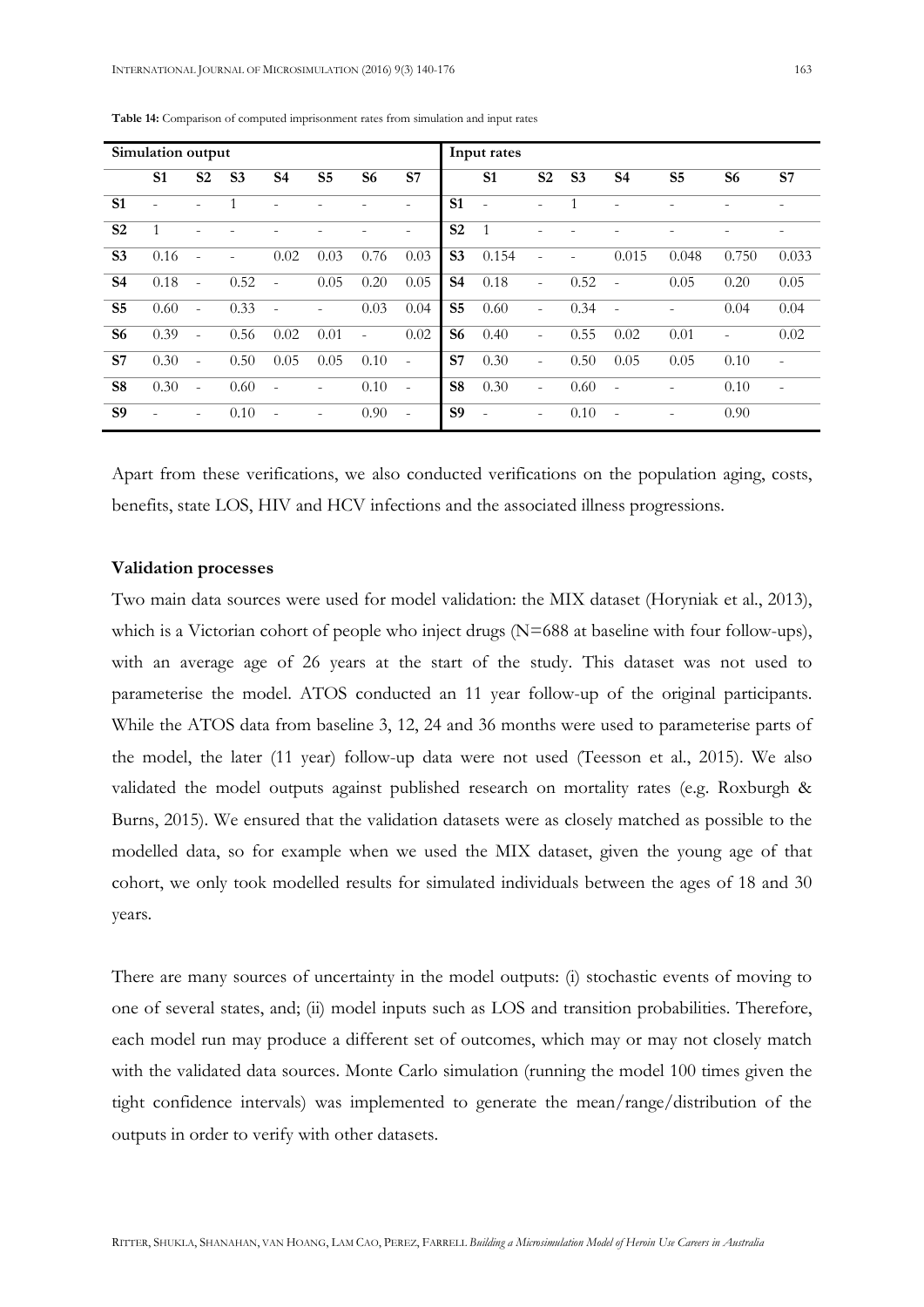**Table 14:** Comparison of computed imprisonment rates from simulation and input rates

| Simulation output | | | | | | | | Input rates | | | | | | | |
|---|---|---|---|---|---|---|---|---|---|---|---|---|---|---|---|
| | **S1** | **S2** | **S3** | **S4** | **S5** | **S6** | **S7** | | **S1** | **S2** | **S3** | **S4** | **S5** | **S6** | **S7** |
| **S1** | - | - | 1 | - | - | - | - | **S1** | - | - | 1 | - | - | - | - |
| **S2** | 1 | - | - | - | - | - | - | **S2** | 1 | - | - | - | - | - | - |
| **S3** | 0.16 | - | - | 0.02 | 0.03 | 0.76 | 0.03 | **S3** | 0.154 | - | - | 0.015 | 0.048 | 0.750 | 0.033 |
| **S4** | 0.18 | - | 0.52 | - | 0.05 | 0.20 | 0.05 | **S4** | 0.18 | - | 0.52 | - | 0.05 | 0.20 | 0.05 |
| **S5** | 0.60 | - | 0.33 | - | - | 0.03 | 0.04 | **S5** | 0.60 | - | 0.34 | - | - | 0.04 | 0.04 |
| **S6** | 0.39 | - | 0.56 | 0.02 | 0.01 | - | 0.02 | **S6** | 0.40 | - | 0.55 | 0.02 | 0.01 | - | 0.02 |
| **S7** | 0.30 | - | 0.50 | 0.05 | 0.05 | 0.10 | - | **S7** | 0.30 | - | 0.50 | 0.05 | 0.05 | 0.10 | - |
| **S8** | 0.30 | - | 0.60 | - | - | 0.10 | - | **S8** | 0.30 | - | 0.60 | - | - | 0.10 | - |
| **S9** | - | - | 0.10 | - | - | 0.90 | - | **S9** | - | - | 0.10 | - | - | 0.90 | |

Apart from these verifications, we also conducted verifications on the population aging, costs, benefits, state LOS, HIV and HCV infections and the associated illness progressions.

**Validation processes**

Two main data sources were used for model validation: the MIX dataset (Horyniak et al., 2013), which is a Victorian cohort of people who inject drugs (N=688 at baseline with four follow-ups), with an average age of 26 years at the start of the study. This dataset was not used to parameterise the model. ATOS conducted an 11 year follow-up of the original participants. While the ATOS data from baseline 3, 12, 24 and 36 months were used to parameterise parts of the model, the later (11 year) follow-up data were not used (Teesson et al., 2015). We also validated the model outputs against published research on mortality rates (e.g. Roxburgh & Burns, 2015). We ensured that the validation datasets were as closely matched as possible to the modelled data, so for example when we used the MIX dataset, given the young age of that cohort, we only took modelled results for simulated individuals between the ages of 18 and 30 years.

There are many sources of uncertainty in the model outputs: (i) stochastic events of moving to one of several states, and; (ii) model inputs such as LOS and transition probabilities. Therefore, each model run may produce a different set of outcomes, which may or may not closely match with the validated data sources. Monte Carlo simulation (running the model 100 times given the tight confidence intervals) was implemented to generate the mean/range/distribution of the outputs in order to verify with other datasets.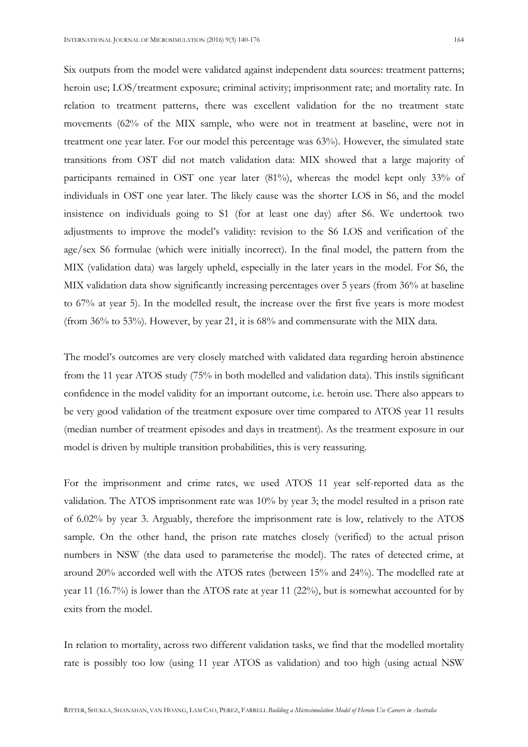Six outputs from the model were validated against independent data sources: treatment patterns; heroin use; LOS/treatment exposure; criminal activity; imprisonment rate; and mortality rate. In relation to treatment patterns, there was excellent validation for the no treatment state movements (62% of the MIX sample, who were not in treatment at baseline, were not in treatment one year later. For our model this percentage was 63%). However, the simulated state transitions from OST did not match validation data: MIX showed that a large majority of participants remained in OST one year later (81%), whereas the model kept only 33% of individuals in OST one year later. The likely cause was the shorter LOS in S6, and the model insistence on individuals going to S1 (for at least one day) after S6. We undertook two adjustments to improve the model's validity: revision to the S6 LOS and verification of the age/sex S6 formulae (which were initially incorrect). In the final model, the pattern from the MIX (validation data) was largely upheld, especially in the later years in the model. For S6, the MIX validation data show significantly increasing percentages over 5 years (from 36% at baseline to 67% at year 5). In the modelled result, the increase over the first five years is more modest (from 36% to 53%). However, by year 21, it is 68% and commensurate with the MIX data.

The model's outcomes are very closely matched with validated data regarding heroin abstinence from the 11 year ATOS study (75% in both modelled and validation data). This instils significant confidence in the model validity for an important outcome, i.e. heroin use. There also appears to be very good validation of the treatment exposure over time compared to ATOS year 11 results (median number of treatment episodes and days in treatment). As the treatment exposure in our model is driven by multiple transition probabilities, this is very reassuring.

For the imprisonment and crime rates, we used ATOS 11 year self-reported data as the validation. The ATOS imprisonment rate was 10% by year 3; the model resulted in a prison rate of 6.02% by year 3. Arguably, therefore the imprisonment rate is low, relatively to the ATOS sample. On the other hand, the prison rate matches closely (verified) to the actual prison numbers in NSW (the data used to parameterise the model). The rates of detected crime, at around 20% accorded well with the ATOS rates (between 15% and 24%). The modelled rate at year 11 (16.7%) is lower than the ATOS rate at year 11 (22%), but is somewhat accounted for by exits from the model.

In relation to mortality, across two different validation tasks, we find that the modelled mortality rate is possibly too low (using 11 year ATOS as validation) and too high (using actual NSW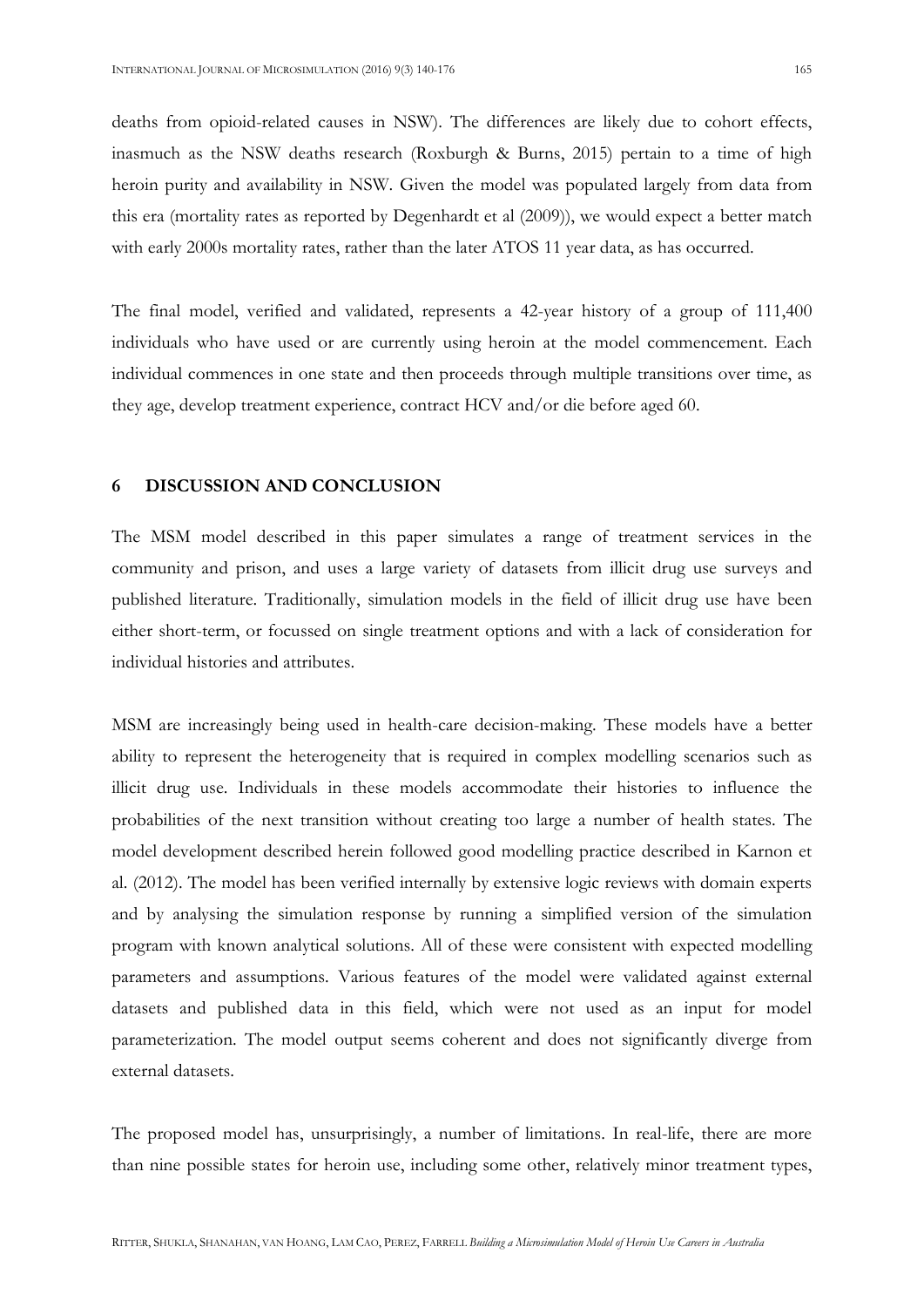deaths from opioid-related causes in NSW). The differences are likely due to cohort effects, inasmuch as the NSW deaths research (Roxburgh & Burns, 2015) pertain to a time of high heroin purity and availability in NSW. Given the model was populated largely from data from this era (mortality rates as reported by Degenhardt et al (2009)), we would expect a better match with early 2000s mortality rates, rather than the later ATOS 11 year data, as has occurred.

The final model, verified and validated, represents a 42-year history of a group of 111,400 individuals who have used or are currently using heroin at the model commencement. Each individual commences in one state and then proceeds through multiple transitions over time, as they age, develop treatment experience, contract HCV and/or die before aged 60.

## 6 DISCUSSION AND CONCLUSION

The MSM model described in this paper simulates a range of treatment services in the community and prison, and uses a large variety of datasets from illicit drug use surveys and published literature. Traditionally, simulation models in the field of illicit drug use have been either short-term, or focussed on single treatment options and with a lack of consideration for individual histories and attributes.

MSM are increasingly being used in health-care decision-making. These models have a better ability to represent the heterogeneity that is required in complex modelling scenarios such as illicit drug use. Individuals in these models accommodate their histories to influence the probabilities of the next transition without creating too large a number of health states. The model development described herein followed good modelling practice described in Karnon et al. (2012). The model has been verified internally by extensive logic reviews with domain experts and by analysing the simulation response by running a simplified version of the simulation program with known analytical solutions. All of these were consistent with expected modelling parameters and assumptions. Various features of the model were validated against external datasets and published data in this field, which were not used as an input for model parameterization. The model output seems coherent and does not significantly diverge from external datasets.

The proposed model has, unsurprisingly, a number of limitations. In real-life, there are more than nine possible states for heroin use, including some other, relatively minor treatment types,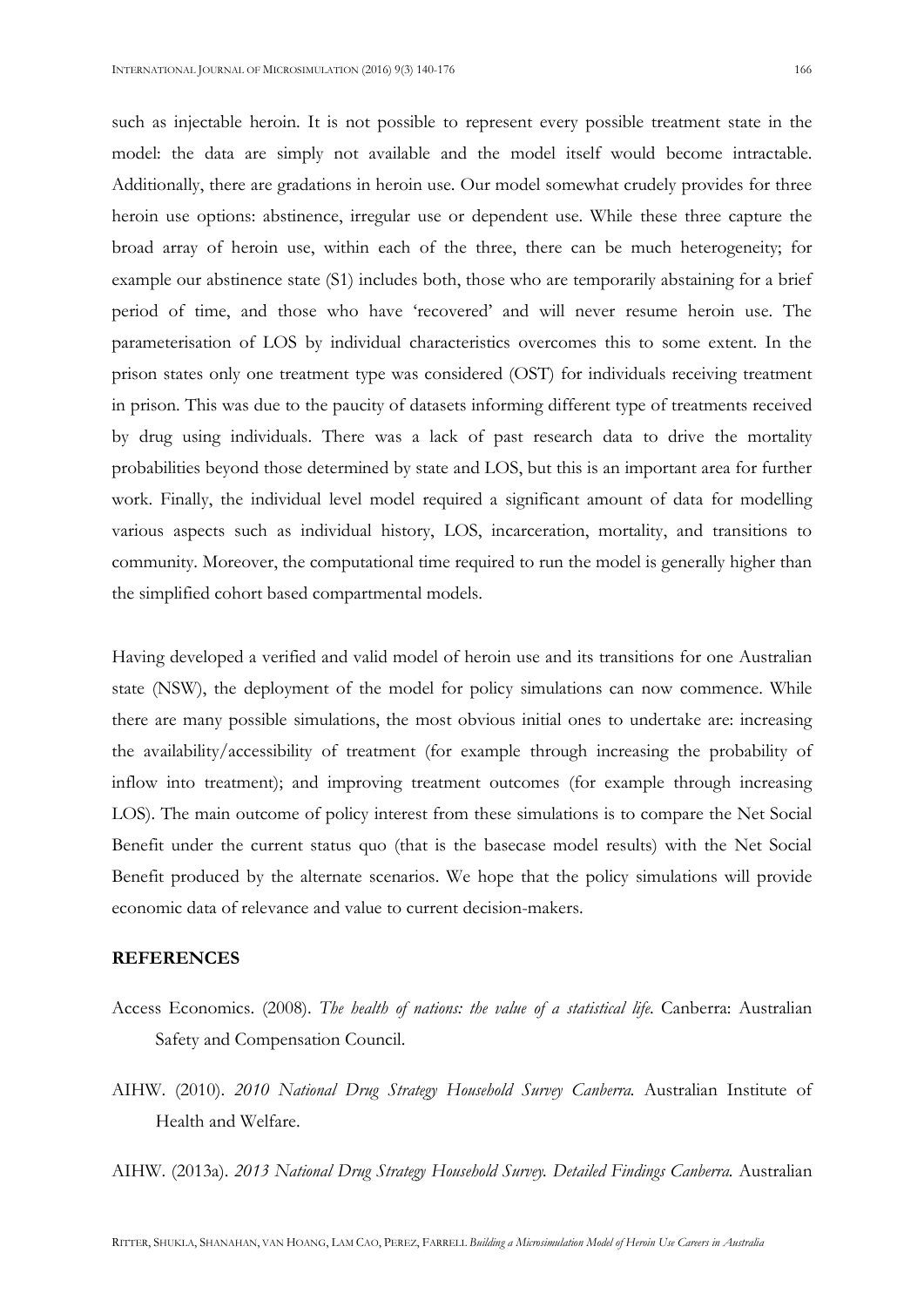such as injectable heroin. It is not possible to represent every possible treatment state in the model: the data are simply not available and the model itself would become intractable. Additionally, there are gradations in heroin use. Our model somewhat crudely provides for three heroin use options: abstinence, irregular use or dependent use. While these three capture the broad array of heroin use, within each of the three, there can be much heterogeneity; for example our abstinence state (S1) includes both, those who are temporarily abstaining for a brief period of time, and those who have 'recovered' and will never resume heroin use. The parameterisation of LOS by individual characteristics overcomes this to some extent. In the prison states only one treatment type was considered (OST) for individuals receiving treatment in prison. This was due to the paucity of datasets informing different type of treatments received by drug using individuals. There was a lack of past research data to drive the mortality probabilities beyond those determined by state and LOS, but this is an important area for further work. Finally, the individual level model required a significant amount of data for modelling various aspects such as individual history, LOS, incarceration, mortality, and transitions to community. Moreover, the computational time required to run the model is generally higher than the simplified cohort based compartmental models.

Having developed a verified and valid model of heroin use and its transitions for one Australian state (NSW), the deployment of the model for policy simulations can now commence. While there are many possible simulations, the most obvious initial ones to undertake are: increasing the availability/accessibility of treatment (for example through increasing the probability of inflow into treatment); and improving treatment outcomes (for example through increasing LOS). The main outcome of policy interest from these simulations is to compare the Net Social Benefit under the current status quo (that is the basecase model results) with the Net Social Benefit produced by the alternate scenarios. We hope that the policy simulations will provide economic data of relevance and value to current decision-makers.

## REFERENCES

Access Economics. (2008). *The health of nations: the value of a statistical life.* Canberra: Australian Safety and Compensation Council.

AIHW. (2010). *2010 National Drug Strategy Household Survey Canberra.* Australian Institute of Health and Welfare.

AIHW. (2013a). *2013 National Drug Strategy Household Survey. Detailed Findings Canberra.* Australian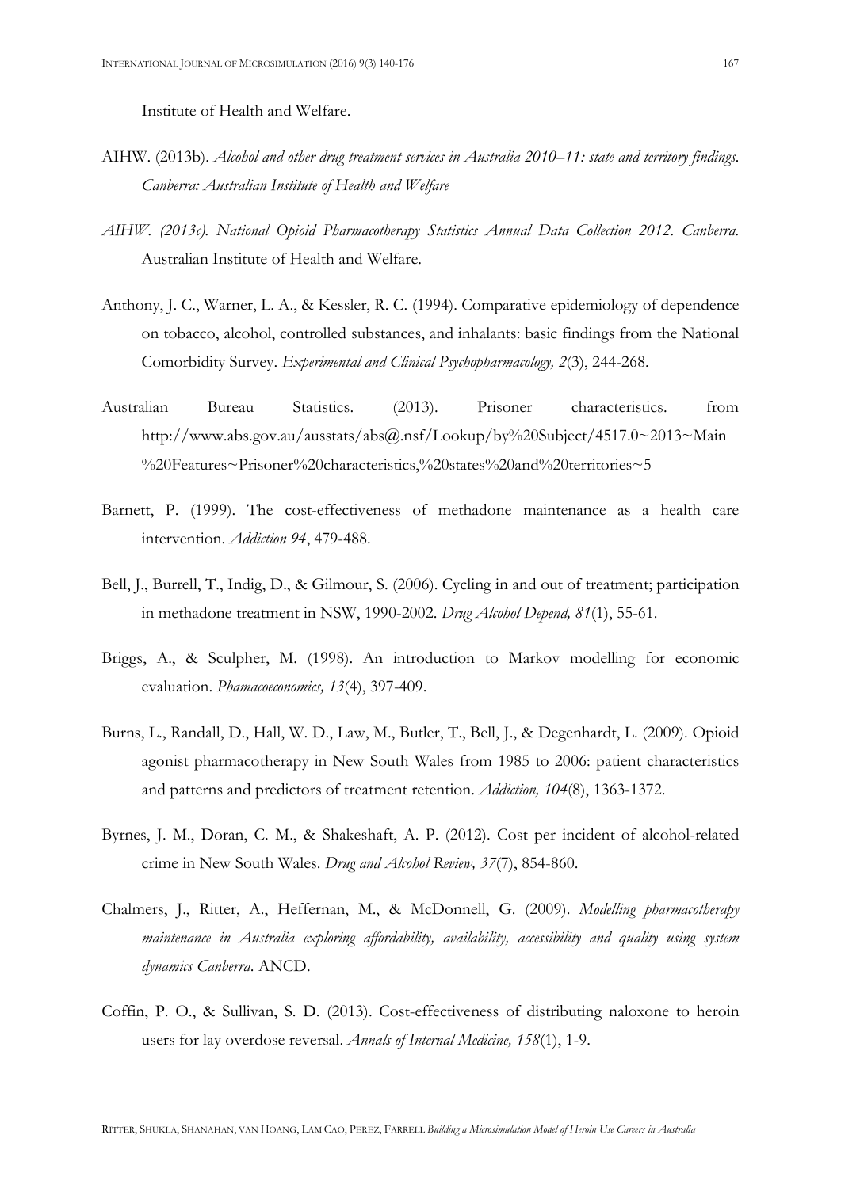Institute of Health and Welfare.

AIHW. (2013b). *Alcohol and other drug treatment services in Australia 2010–11: state and territory findings. Canberra: Australian Institute of Health and Welfare*

*AIHW. (2013c). National Opioid Pharmacotherapy Statistics Annual Data Collection 2012. Canberra.* Australian Institute of Health and Welfare.

Anthony, J. C., Warner, L. A., & Kessler, R. C. (1994). Comparative epidemiology of dependence on tobacco, alcohol, controlled substances, and inhalants: basic findings from the National Comorbidity Survey. *Experimental and Clinical Psychopharmacology, 2*(3), 244-268.

Australian Bureau Statistics. (2013). Prisoner characteristics. from http://www.abs.gov.au/ausstats/abs@.nsf/Lookup/by%20Subject/4517.0~2013~Main%20Features~Prisoner%20characteristics,%20states%20and%20territories~5

Barnett, P. (1999). The cost-effectiveness of methadone maintenance as a health care intervention. *Addiction 94*, 479-488.

Bell, J., Burrell, T., Indig, D., & Gilmour, S. (2006). Cycling in and out of treatment; participation in methadone treatment in NSW, 1990-2002. *Drug Alcohol Depend, 81*(1), 55-61.

Briggs, A., & Sculpher, M. (1998). An introduction to Markov modelling for economic evaluation. *Phamacoeconomics, 13*(4), 397-409.

Burns, L., Randall, D., Hall, W. D., Law, M., Butler, T., Bell, J., & Degenhardt, L. (2009). Opioid agonist pharmacotherapy in New South Wales from 1985 to 2006: patient characteristics and patterns and predictors of treatment retention. *Addiction, 104*(8), 1363-1372.

Byrnes, J. M., Doran, C. M., & Shakeshaft, A. P. (2012). Cost per incident of alcohol-related crime in New South Wales. *Drug and Alcohol Review, 37*(7), 854-860.

Chalmers, J., Ritter, A., Heffernan, M., & McDonnell, G. (2009). *Modelling pharmacotherapy maintenance in Australia exploring affordability, availability, accessibility and quality using system dynamics Canberra.* ANCD.

Coffin, P. O., & Sullivan, S. D. (2013). Cost-effectiveness of distributing naloxone to heroin users for lay overdose reversal. *Annals of Internal Medicine, 158*(1), 1-9.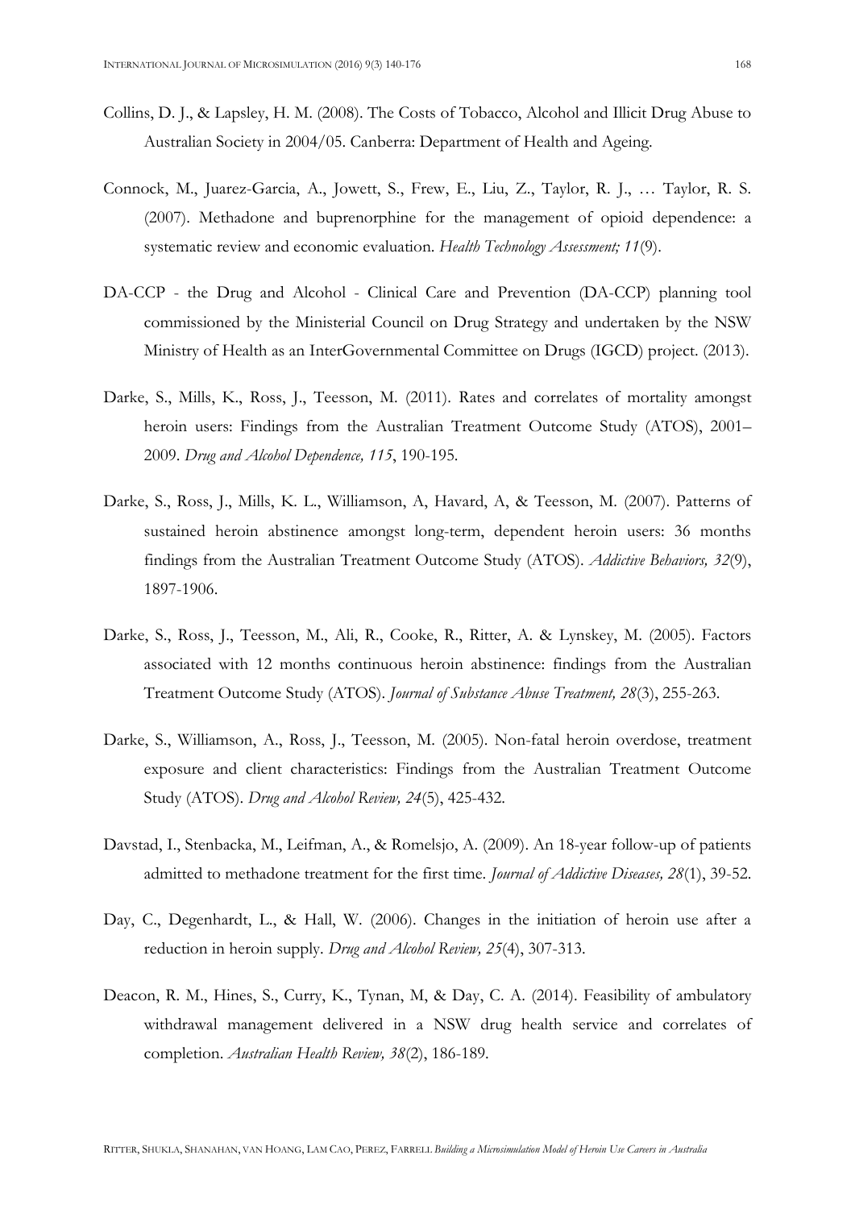Collins, D. J., & Lapsley, H. M. (2008). The Costs of Tobacco, Alcohol and Illicit Drug Abuse to Australian Society in 2004/05. Canberra: Department of Health and Ageing.

Connock, M., Juarez-Garcia, A., Jowett, S., Frew, E., Liu, Z., Taylor, R. J., … Taylor, R. S. (2007). Methadone and buprenorphine for the management of opioid dependence: a systematic review and economic evaluation. *Health Technology Assessment; 11*(9).

DA-CCP - the Drug and Alcohol - Clinical Care and Prevention (DA-CCP) planning tool commissioned by the Ministerial Council on Drug Strategy and undertaken by the NSW Ministry of Health as an InterGovernmental Committee on Drugs (IGCD) project. (2013).

Darke, S., Mills, K., Ross, J., Teesson, M. (2011). Rates and correlates of mortality amongst heroin users: Findings from the Australian Treatment Outcome Study (ATOS), 2001–2009. *Drug and Alcohol Dependence, 115*, 190-195.

Darke, S., Ross, J., Mills, K. L., Williamson, A, Havard, A, & Teesson, M. (2007). Patterns of sustained heroin abstinence amongst long-term, dependent heroin users: 36 months findings from the Australian Treatment Outcome Study (ATOS). *Addictive Behaviors, 32*(9), 1897-1906.

Darke, S., Ross, J., Teesson, M., Ali, R., Cooke, R., Ritter, A. & Lynskey, M. (2005). Factors associated with 12 months continuous heroin abstinence: findings from the Australian Treatment Outcome Study (ATOS). *Journal of Substance Abuse Treatment, 28*(3), 255-263.

Darke, S., Williamson, A., Ross, J., Teesson, M. (2005). Non-fatal heroin overdose, treatment exposure and client characteristics: Findings from the Australian Treatment Outcome Study (ATOS). *Drug and Alcohol Review, 24*(5), 425-432.

Davstad, I., Stenbacka, M., Leifman, A., & Romelsjo, A. (2009). An 18-year follow-up of patients admitted to methadone treatment for the first time. *Journal of Addictive Diseases, 28*(1), 39-52.

Day, C., Degenhardt, L., & Hall, W. (2006). Changes in the initiation of heroin use after a reduction in heroin supply. *Drug and Alcohol Review, 25*(4), 307-313.

Deacon, R. M., Hines, S., Curry, K., Tynan, M, & Day, C. A. (2014). Feasibility of ambulatory withdrawal management delivered in a NSW drug health service and correlates of completion. *Australian Health Review, 38*(2), 186-189.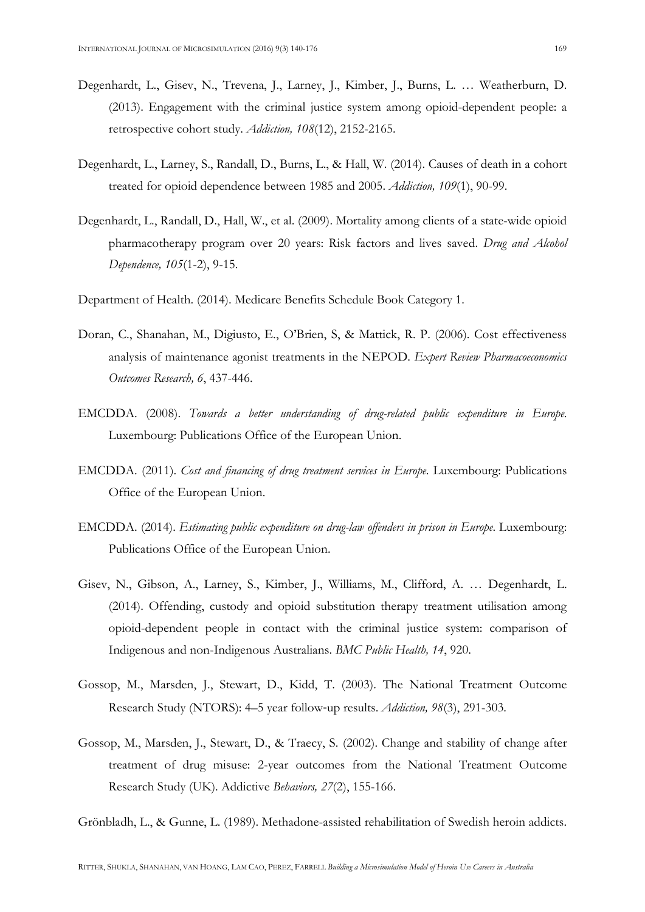Degenhardt, L., Gisev, N., Trevena, J., Larney, J., Kimber, J., Burns, L. … Weatherburn, D. (2013). Engagement with the criminal justice system among opioid-dependent people: a retrospective cohort study. *Addiction, 108*(12), 2152-2165.

Degenhardt, L., Larney, S., Randall, D., Burns, L., & Hall, W. (2014). Causes of death in a cohort treated for opioid dependence between 1985 and 2005. *Addiction, 109*(1), 90-99.

Degenhardt, L., Randall, D., Hall, W., et al. (2009). Mortality among clients of a state-wide opioid pharmacotherapy program over 20 years: Risk factors and lives saved. *Drug and Alcohol Dependence, 105*(1-2), 9-15.

Department of Health. (2014). Medicare Benefits Schedule Book Category 1.

Doran, C., Shanahan, M., Digiusto, E., O'Brien, S, & Mattick, R. P. (2006). Cost effectiveness analysis of maintenance agonist treatments in the NEPOD. *Expert Review Pharmacoeconomics Outcomes Research, 6*, 437-446.

EMCDDA. (2008). *Towards a better understanding of drug-related public expenditure in Europe*. Luxembourg: Publications Office of the European Union.

EMCDDA. (2011). *Cost and financing of drug treatment services in Europe*. Luxembourg: Publications Office of the European Union.

EMCDDA. (2014). *Estimating public expenditure on drug-law offenders in prison in Europe*. Luxembourg: Publications Office of the European Union.

Gisev, N., Gibson, A., Larney, S., Kimber, J., Williams, M., Clifford, A. … Degenhardt, L. (2014). Offending, custody and opioid substitution therapy treatment utilisation among opioid-dependent people in contact with the criminal justice system: comparison of Indigenous and non-Indigenous Australians. *BMC Public Health, 14*, 920.

Gossop, M., Marsden, J., Stewart, D., Kidd, T. (2003). The National Treatment Outcome Research Study (NTORS): 4–5 year follow-up results. *Addiction, 98*(3), 291-303.

Gossop, M., Marsden, J., Stewart, D., & Traecy, S. (2002). Change and stability of change after treatment of drug misuse: 2-year outcomes from the National Treatment Outcome Research Study (UK). Addictive *Behaviors, 27*(2), 155-166.

Grönbladh, L., & Gunne, L. (1989). Methadone-assisted rehabilitation of Swedish heroin addicts.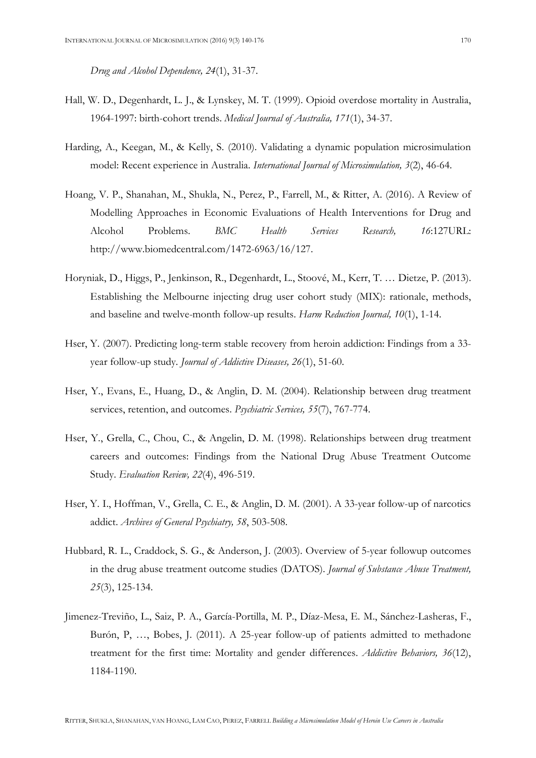*Drug and Alcohol Dependence, 24*(1), 31-37.

Hall, W. D., Degenhardt, L. J., & Lynskey, M. T. (1999). Opioid overdose mortality in Australia, 1964-1997: birth-cohort trends. *Medical Journal of Australia, 171*(1), 34-37.

Harding, A., Keegan, M., & Kelly, S. (2010). Validating a dynamic population microsimulation model: Recent experience in Australia. *International Journal of Microsimulation, 3*(2), 46-64.

Hoang, V. P., Shanahan, M., Shukla, N., Perez, P., Farrell, M., & Ritter, A. (2016). A Review of Modelling Approaches in Economic Evaluations of Health Interventions for Drug and Alcohol Problems. *BMC Health Services Research, 16*:127URL: http://www.biomedcentral.com/1472-6963/16/127.

Horyniak, D., Higgs, P., Jenkinson, R., Degenhardt, L., Stoové, M., Kerr, T. … Dietze, P. (2013). Establishing the Melbourne injecting drug user cohort study (MIX): rationale, methods, and baseline and twelve-month follow-up results. *Harm Reduction Journal, 10*(1), 1-14.

Hser, Y. (2007). Predicting long-term stable recovery from heroin addiction: Findings from a 33-year follow-up study. *Journal of Addictive Diseases, 26*(1), 51-60.

Hser, Y., Evans, E., Huang, D., & Anglin, D. M. (2004). Relationship between drug treatment services, retention, and outcomes. *Psychiatric Services, 55*(7), 767-774.

Hser, Y., Grella, C., Chou, C., & Angelin, D. M. (1998). Relationships between drug treatment careers and outcomes: Findings from the National Drug Abuse Treatment Outcome Study. *Evaluation Review, 22*(4), 496-519.

Hser, Y. I., Hoffman, V., Grella, C. E., & Anglin, D. M. (2001). A 33-year follow-up of narcotics addict. *Archives of General Psychiatry, 58*, 503-508.

Hubbard, R. L., Craddock, S. G., & Anderson, J. (2003). Overview of 5-year followup outcomes in the drug abuse treatment outcome studies (DATOS). *Journal of Substance Abuse Treatment, 25*(3), 125-134.

Jimenez-Treviño, L., Saiz, P. A., García-Portilla, M. P., Díaz-Mesa, E. M., Sánchez-Lasheras, F., Burón, P, …, Bobes, J. (2011). A 25-year follow-up of patients admitted to methadone treatment for the first time: Mortality and gender differences. *Addictive Behaviors, 36*(12), 1184-1190.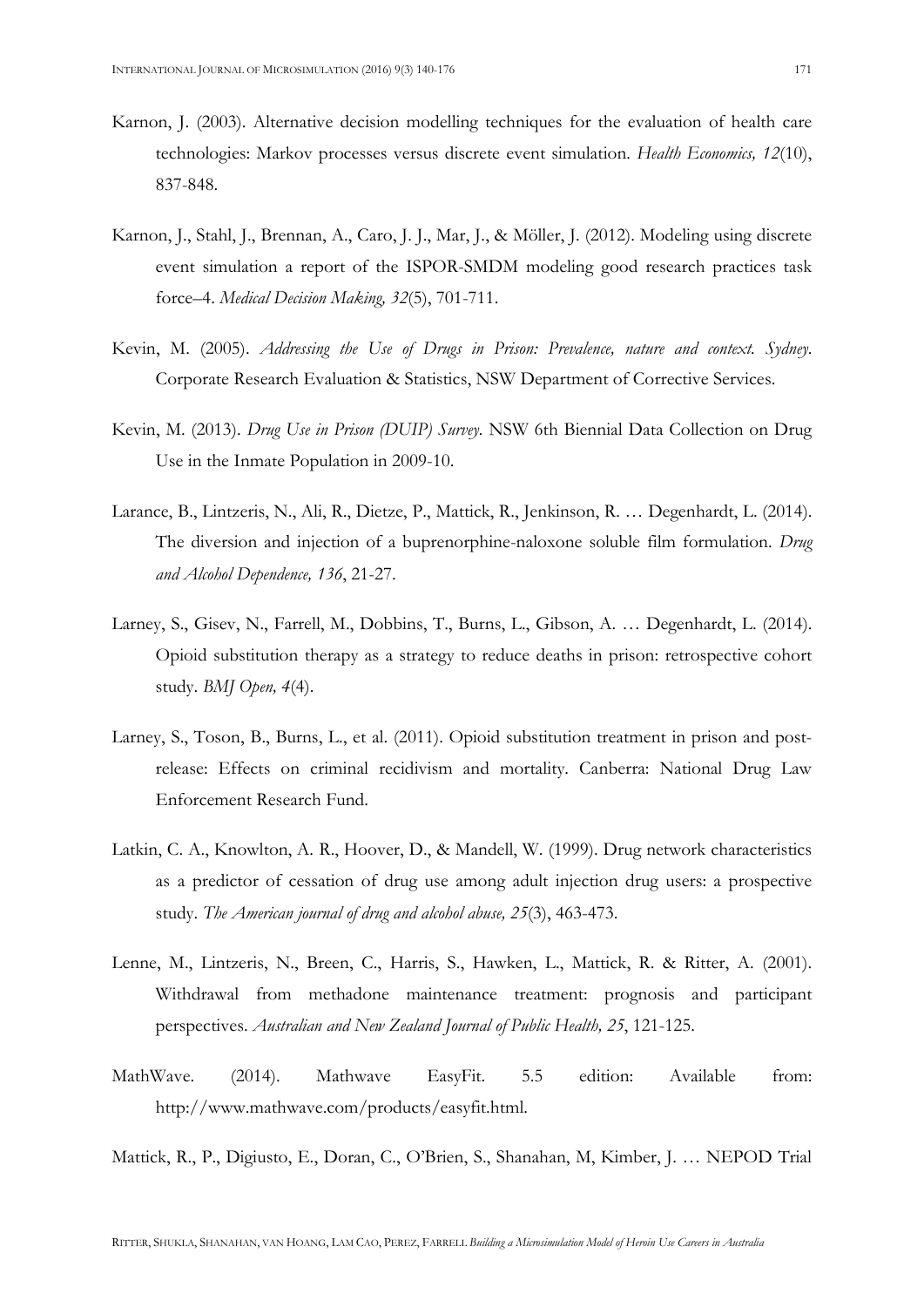Karnon, J. (2003). Alternative decision modelling techniques for the evaluation of health care technologies: Markov processes versus discrete event simulation. *Health Economics, 12*(10), 837-848.

Karnon, J., Stahl, J., Brennan, A., Caro, J. J., Mar, J., & Möller, J. (2012). Modeling using discrete event simulation a report of the ISPOR-SMDM modeling good research practices task force–4. *Medical Decision Making, 32*(5), 701-711.

Kevin, M. (2005). *Addressing the Use of Drugs in Prison: Prevalence, nature and context. Sydney.* Corporate Research Evaluation & Statistics, NSW Department of Corrective Services.

Kevin, M. (2013). *Drug Use in Prison (DUIP) Survey.* NSW 6th Biennial Data Collection on Drug Use in the Inmate Population in 2009-10.

Larance, B., Lintzeris, N., Ali, R., Dietze, P., Mattick, R., Jenkinson, R. … Degenhardt, L. (2014). The diversion and injection of a buprenorphine-naloxone soluble film formulation. *Drug and Alcohol Dependence, 136*, 21-27.

Larney, S., Gisev, N., Farrell, M., Dobbins, T., Burns, L., Gibson, A. … Degenhardt, L. (2014). Opioid substitution therapy as a strategy to reduce deaths in prison: retrospective cohort study. *BMJ Open, 4*(4).

Larney, S., Toson, B., Burns, L., et al. (2011). Opioid substitution treatment in prison and post-release: Effects on criminal recidivism and mortality. Canberra: National Drug Law Enforcement Research Fund.

Latkin, C. A., Knowlton, A. R., Hoover, D., & Mandell, W. (1999). Drug network characteristics as a predictor of cessation of drug use among adult injection drug users: a prospective study. *The American journal of drug and alcohol abuse, 25*(3), 463-473.

Lenne, M., Lintzeris, N., Breen, C., Harris, S., Hawken, L., Mattick, R. & Ritter, A. (2001). Withdrawal from methadone maintenance treatment: prognosis and participant perspectives. *Australian and New Zealand Journal of Public Health, 25*, 121-125.

MathWave. (2014). Mathwave EasyFit. 5.5 edition: Available from: http://www.mathwave.com/products/easyfit.html.

Mattick, R., P., Digiusto, E., Doran, C., O'Brien, S., Shanahan, M, Kimber, J. … NEPOD Trial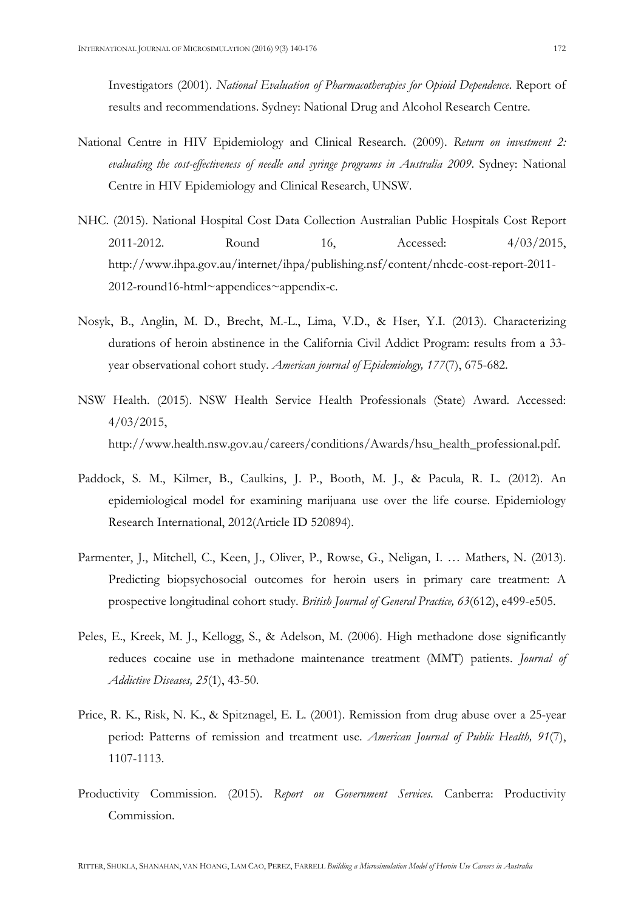Investigators (2001). *National Evaluation of Pharmacotherapies for Opioid Dependence*. Report of results and recommendations. Sydney: National Drug and Alcohol Research Centre.

National Centre in HIV Epidemiology and Clinical Research. (2009). *Return on investment 2: evaluating the cost-effectiveness of needle and syringe programs in Australia 2009*. Sydney: National Centre in HIV Epidemiology and Clinical Research, UNSW.

NHC. (2015). National Hospital Cost Data Collection Australian Public Hospitals Cost Report 2011-2012. Round 16, Accessed: 4/03/2015, http://www.ihpa.gov.au/internet/ihpa/publishing.nsf/content/nhcdc-cost-report-2011-2012-round16-html~appendices~appendix-c.

Nosyk, B., Anglin, M. D., Brecht, M.-L., Lima, V.D., & Hser, Y.I. (2013). Characterizing durations of heroin abstinence in the California Civil Addict Program: results from a 33-year observational cohort study. *American journal of Epidemiology, 177*(7), 675-682.

NSW Health. (2015). NSW Health Service Health Professionals (State) Award. Accessed: 4/03/2015, http://www.health.nsw.gov.au/careers/conditions/Awards/hsu_health_professional.pdf.

Paddock, S. M., Kilmer, B., Caulkins, J. P., Booth, M. J., & Pacula, R. L. (2012). An epidemiological model for examining marijuana use over the life course. Epidemiology Research International, 2012(Article ID 520894).

Parmenter, J., Mitchell, C., Keen, J., Oliver, P., Rowse, G., Neligan, I. … Mathers, N. (2013). Predicting biopsychosocial outcomes for heroin users in primary care treatment: A prospective longitudinal cohort study. *British Journal of General Practice, 63*(612), e499-e505.

Peles, E., Kreek, M. J., Kellogg, S., & Adelson, M. (2006). High methadone dose significantly reduces cocaine use in methadone maintenance treatment (MMT) patients. *Journal of Addictive Diseases, 25*(1), 43-50.

Price, R. K., Risk, N. K., & Spitznagel, E. L. (2001). Remission from drug abuse over a 25-year period: Patterns of remission and treatment use. *American Journal of Public Health, 91*(7), 1107-1113.

Productivity Commission. (2015). *Report on Government Services*. Canberra: Productivity Commission.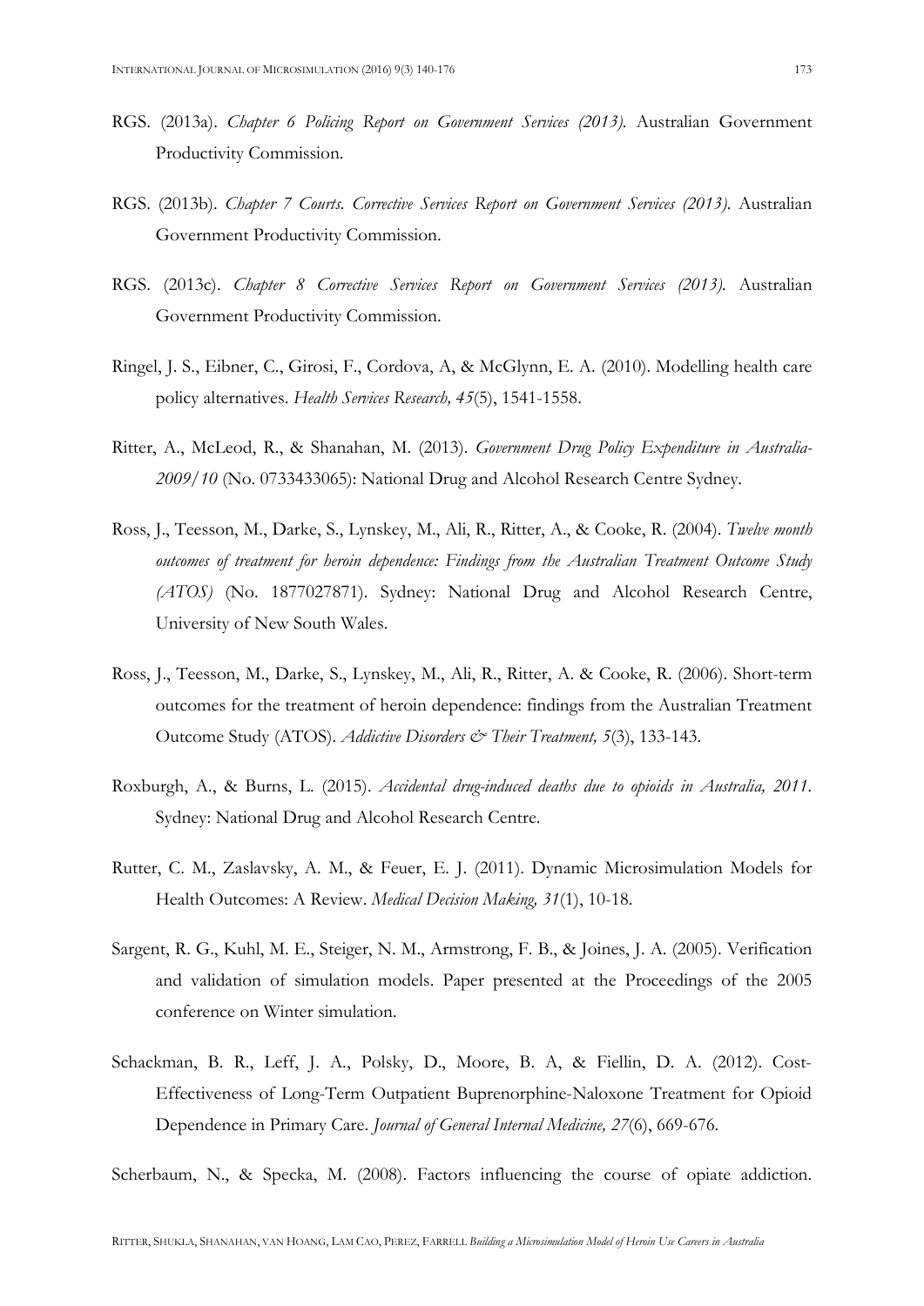RGS. (2013a). *Chapter 6 Policing Report on Government Services (2013).* Australian Government Productivity Commission.

RGS. (2013b). *Chapter 7 Courts. Corrective Services Report on Government Services (2013).* Australian Government Productivity Commission.

RGS. (2013c). *Chapter 8 Corrective Services Report on Government Services (2013).* Australian Government Productivity Commission.

Ringel, J. S., Eibner, C., Girosi, F., Cordova, A, & McGlynn, E. A. (2010). Modelling health care policy alternatives. *Health Services Research, 45*(5), 1541-1558.

Ritter, A., McLeod, R., & Shanahan, M. (2013). *Government Drug Policy Expenditure in Australia-2009/10* (No. 0733433065): National Drug and Alcohol Research Centre Sydney.

Ross, J., Teesson, M., Darke, S., Lynskey, M., Ali, R., Ritter, A., & Cooke, R. (2004). *Twelve month outcomes of treatment for heroin dependence: Findings from the Australian Treatment Outcome Study (ATOS)* (No. 1877027871). Sydney: National Drug and Alcohol Research Centre, University of New South Wales.

Ross, J., Teesson, M., Darke, S., Lynskey, M., Ali, R., Ritter, A. & Cooke, R. (2006). Short-term outcomes for the treatment of heroin dependence: findings from the Australian Treatment Outcome Study (ATOS). *Addictive Disorders & Their Treatment, 5*(3), 133-143.

Roxburgh, A., & Burns, L. (2015). *Accidental drug-induced deaths due to opioids in Australia, 2011.* Sydney: National Drug and Alcohol Research Centre.

Rutter, C. M., Zaslavsky, A. M., & Feuer, E. J. (2011). Dynamic Microsimulation Models for Health Outcomes: A Review. *Medical Decision Making, 31*(1), 10-18.

Sargent, R. G., Kuhl, M. E., Steiger, N. M., Armstrong, F. B., & Joines, J. A. (2005). Verification and validation of simulation models. Paper presented at the Proceedings of the 2005 conference on Winter simulation.

Schackman, B. R., Leff, J. A., Polsky, D., Moore, B. A, & Fiellin, D. A. (2012). Cost-Effectiveness of Long-Term Outpatient Buprenorphine-Naloxone Treatment for Opioid Dependence in Primary Care. *Journal of General Internal Medicine, 27*(6), 669-676.

Scherbaum, N., & Specka, M. (2008). Factors influencing the course of opiate addiction.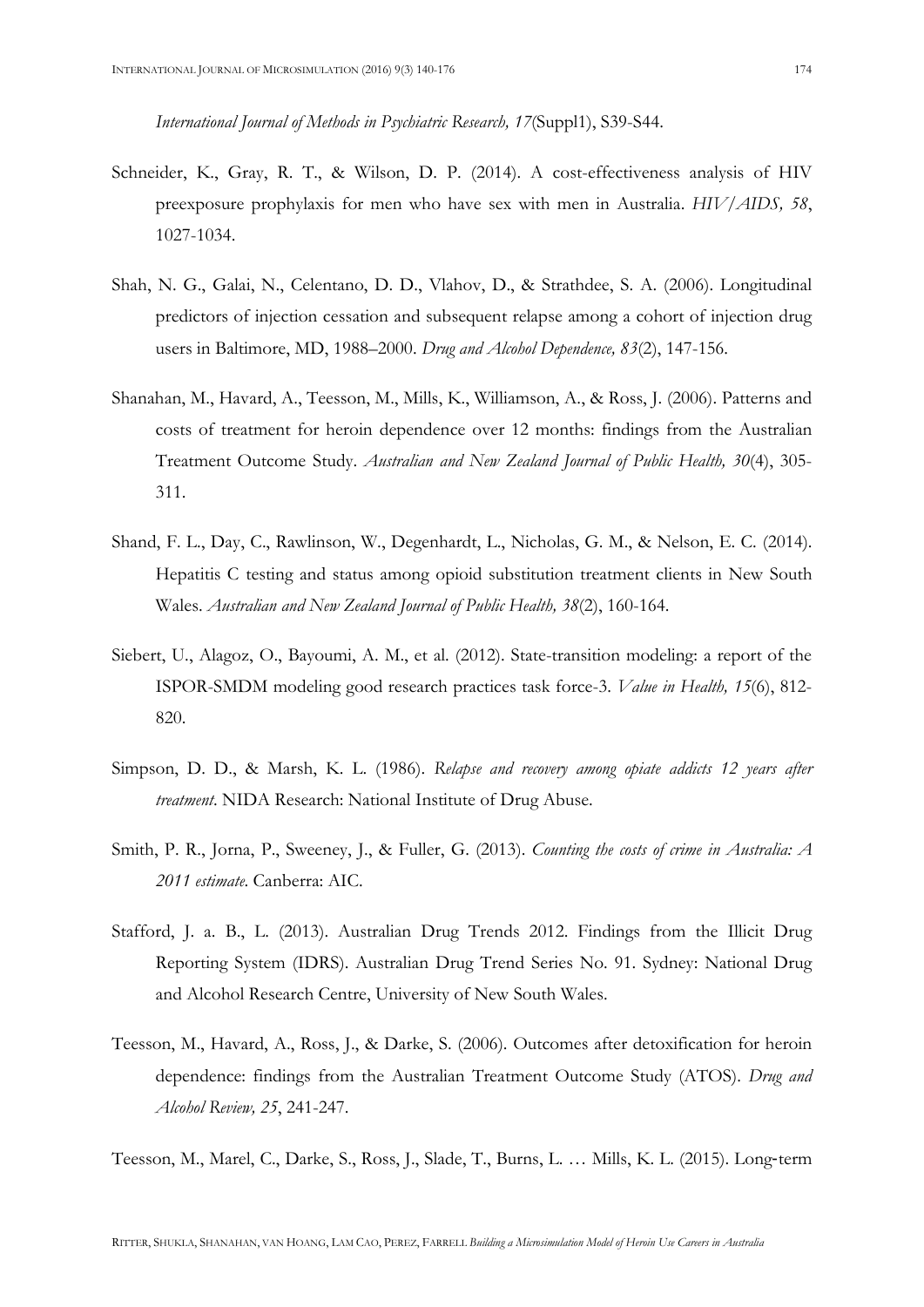*International Journal of Methods in Psychiatric Research, 17*(Suppl1), S39-S44.

Schneider, K., Gray, R. T., & Wilson, D. P. (2014). A cost-effectiveness analysis of HIV preexposure prophylaxis for men who have sex with men in Australia. *HIV/AIDS, 58*, 1027-1034.

Shah, N. G., Galai, N., Celentano, D. D., Vlahov, D., & Strathdee, S. A. (2006). Longitudinal predictors of injection cessation and subsequent relapse among a cohort of injection drug users in Baltimore, MD, 1988–2000. *Drug and Alcohol Dependence, 83*(2), 147-156.

Shanahan, M., Havard, A., Teesson, M., Mills, K., Williamson, A., & Ross, J. (2006). Patterns and costs of treatment for heroin dependence over 12 months: findings from the Australian Treatment Outcome Study. *Australian and New Zealand Journal of Public Health, 30*(4), 305-311.

Shand, F. L., Day, C., Rawlinson, W., Degenhardt, L., Nicholas, G. M., & Nelson, E. C. (2014). Hepatitis C testing and status among opioid substitution treatment clients in New South Wales. *Australian and New Zealand Journal of Public Health, 38*(2), 160-164.

Siebert, U., Alagoz, O., Bayoumi, A. M., et al. (2012). State-transition modeling: a report of the ISPOR-SMDM modeling good research practices task force-3. *Value in Health, 15*(6), 812-820.

Simpson, D. D., & Marsh, K. L. (1986). *Relapse and recovery among opiate addicts 12 years after treatment*. NIDA Research: National Institute of Drug Abuse.

Smith, P. R., Jorna, P., Sweeney, J., & Fuller, G. (2013). *Counting the costs of crime in Australia: A 2011 estimate*. Canberra: AIC.

Stafford, J. a. B., L. (2013). Australian Drug Trends 2012. Findings from the Illicit Drug Reporting System (IDRS). Australian Drug Trend Series No. 91. Sydney: National Drug and Alcohol Research Centre, University of New South Wales.

Teesson, M., Havard, A., Ross, J., & Darke, S. (2006). Outcomes after detoxification for heroin dependence: findings from the Australian Treatment Outcome Study (ATOS). *Drug and Alcohol Review, 25*, 241-247.

Teesson, M., Marel, C., Darke, S., Ross, J., Slade, T., Burns, L. … Mills, K. L. (2015). Long-term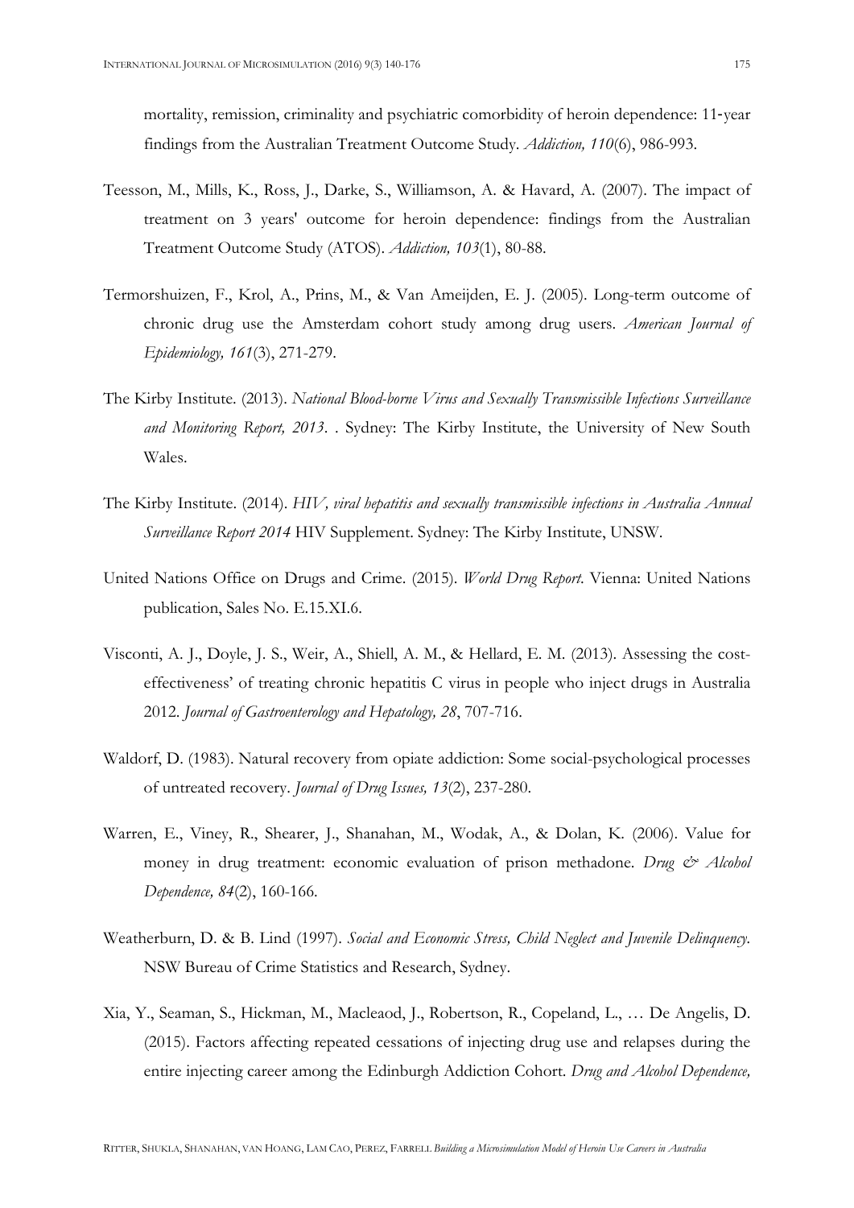mortality, remission, criminality and psychiatric comorbidity of heroin dependence: 11-year findings from the Australian Treatment Outcome Study. *Addiction, 110*(6), 986-993.

Teesson, M., Mills, K., Ross, J., Darke, S., Williamson, A. & Havard, A. (2007). The impact of treatment on 3 years' outcome for heroin dependence: findings from the Australian Treatment Outcome Study (ATOS). *Addiction, 103*(1), 80-88.

Termorshuizen, F., Krol, A., Prins, M., & Van Ameijden, E. J. (2005). Long-term outcome of chronic drug use the Amsterdam cohort study among drug users. *American Journal of Epidemiology, 161*(3), 271-279.

The Kirby Institute. (2013). *National Blood-borne Virus and Sexually Transmissible Infections Surveillance and Monitoring Report, 2013*. . Sydney: The Kirby Institute, the University of New South Wales.

The Kirby Institute. (2014). *HIV, viral hepatitis and sexually transmissible infections in Australia Annual Surveillance Report 2014* HIV Supplement. Sydney: The Kirby Institute, UNSW.

United Nations Office on Drugs and Crime. (2015). *World Drug Report*. Vienna: United Nations publication, Sales No. E.15.XI.6.

Visconti, A. J., Doyle, J. S., Weir, A., Shiell, A. M., & Hellard, E. M. (2013). Assessing the cost-effectiveness' of treating chronic hepatitis C virus in people who inject drugs in Australia 2012. *Journal of Gastroenterology and Hepatology, 28*, 707-716.

Waldorf, D. (1983). Natural recovery from opiate addiction: Some social-psychological processes of untreated recovery. *Journal of Drug Issues, 13*(2), 237-280.

Warren, E., Viney, R., Shearer, J., Shanahan, M., Wodak, A., & Dolan, K. (2006). Value for money in drug treatment: economic evaluation of prison methadone. *Drug & Alcohol Dependence, 84*(2), 160-166.

Weatherburn, D. & B. Lind (1997). *Social and Economic Stress, Child Neglect and Juvenile Delinquency.* NSW Bureau of Crime Statistics and Research, Sydney.

Xia, Y., Seaman, S., Hickman, M., Macleaod, J., Robertson, R., Copeland, L., … De Angelis, D. (2015). Factors affecting repeated cessations of injecting drug use and relapses during the entire injecting career among the Edinburgh Addiction Cohort. *Drug and Alcohol Dependence,*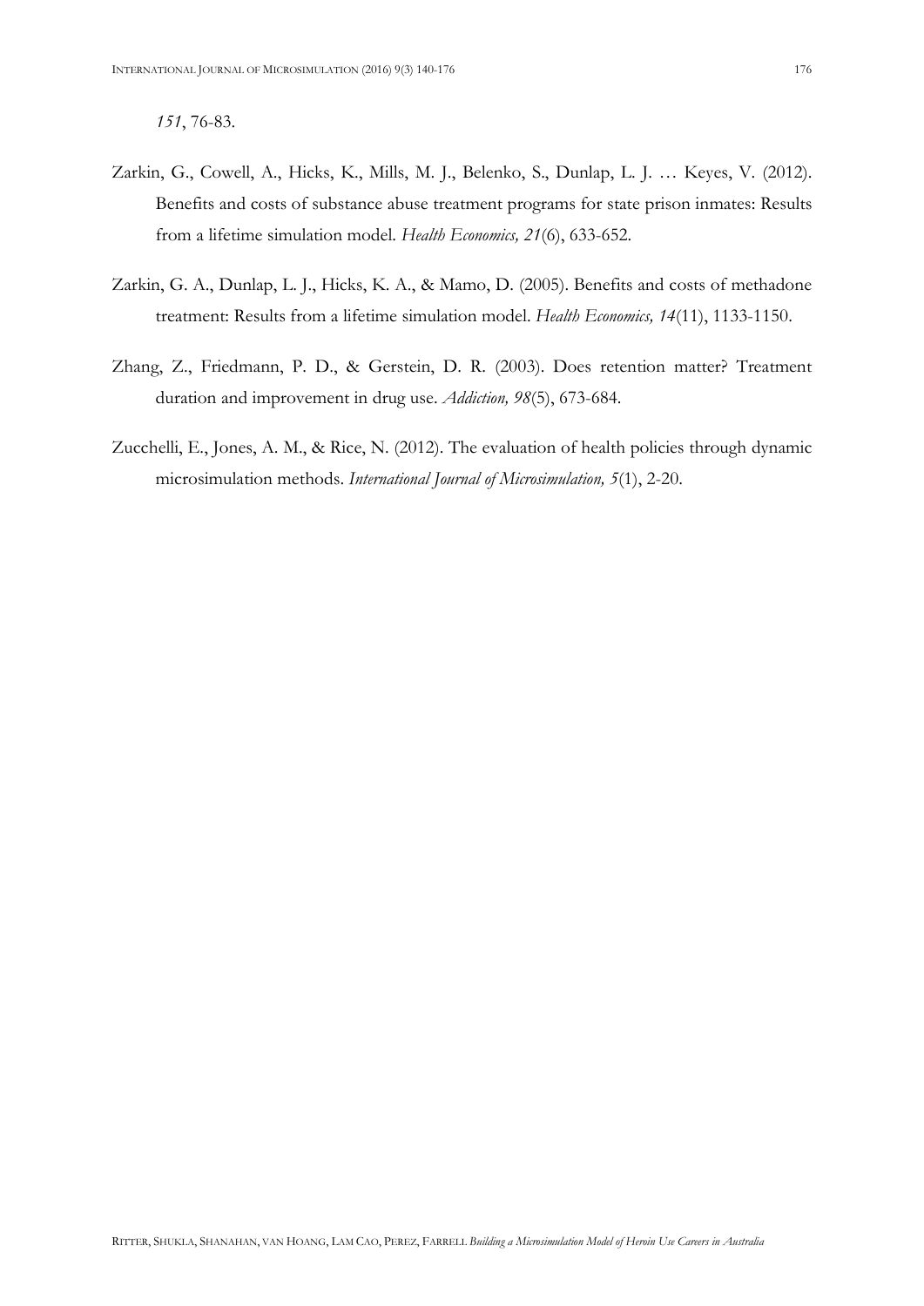*151*, 76-83.

Zarkin, G., Cowell, A., Hicks, K., Mills, M. J., Belenko, S., Dunlap, L. J. … Keyes, V. (2012). Benefits and costs of substance abuse treatment programs for state prison inmates: Results from a lifetime simulation model. *Health Economics, 21*(6), 633-652.

Zarkin, G. A., Dunlap, L. J., Hicks, K. A., & Mamo, D. (2005). Benefits and costs of methadone treatment: Results from a lifetime simulation model. *Health Economics, 14*(11), 1133-1150.

Zhang, Z., Friedmann, P. D., & Gerstein, D. R. (2003). Does retention matter? Treatment duration and improvement in drug use. *Addiction, 98*(5), 673-684.

Zucchelli, E., Jones, A. M., & Rice, N. (2012). The evaluation of health policies through dynamic microsimulation methods. *International Journal of Microsimulation, 5*(1), 2-20.